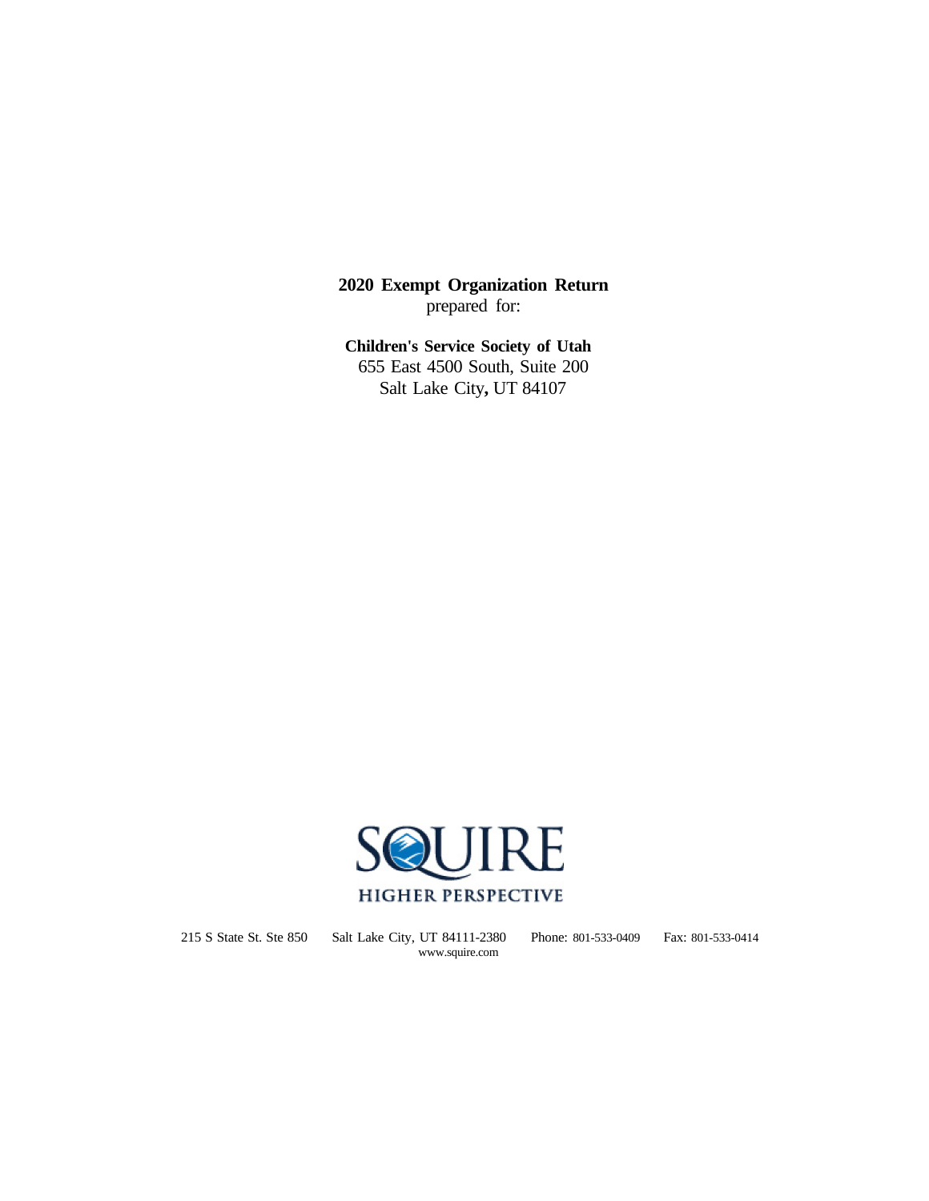**2020 Exempt Organization Return**
prepared for:

**Children's Service Society of Utah**
655 East 4500 South, Suite 200
Salt Lake City, UT 84107

SQUIRE
HIGHER PERSPECTIVE

215 S State St. Ste 850    Salt Lake City, UT 84111-2380    Phone: 801-533-0409    Fax: 801-533-0414
www.squire.com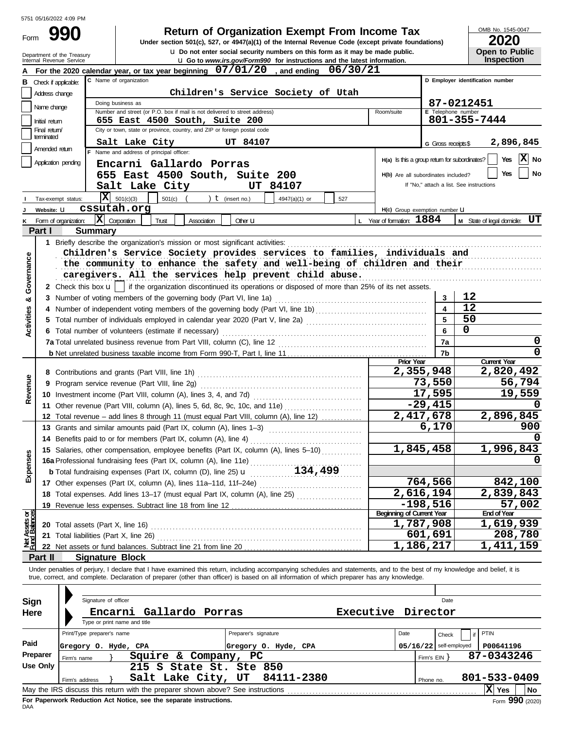5751 05/16/2022 4:09 PM

# Form 990 — Return of Organization Exempt From Income Tax

**Under section 501(c), 527, or 4947(a)(1) of the Internal Revenue Code (except private foundations)**

u Do not enter social security numbers on this form as it may be made public.

u Go to *www.irs.gov/Form990* for instructions and the latest information.

Department of the Treasury
Internal Revenue Service

OMB No. 1545-0047

**2020**

**Open to Public Inspection**

**A** For the 2020 calendar year, or tax year beginning **07/01/20**, and ending **06/30/21**

**B** Check if applicable:
- [ ] Address change
- [ ] Name change
- [ ] Initial return
- [ ] Final return/terminated
- [ ] Amended return
- [ ] Application pending

**C** Name of organization: **Children's Service Society of Utah**

Doing business as:

Number and street (or P.O. box if mail is not delivered to street address): **655 East 4500 South, Suite 200** — Room/suite:

City or town, state or province, country, and ZIP or foreign postal code: **Salt Lake City UT 84107**

**D** Employer identification number: **87-0212451**

**E** Telephone number: **801-355-7444**

**G** Gross receipts $ **2,896,845**

**F** Name and address of principal officer:
**Encarni Gallardo Porras**
**655 East 4500 South, Suite 200**
**Salt Lake City UT 84107**

**H(a)** Is this a group return for subordinates? [ ] Yes [X] No

**H(b)** Are all subordinates included? [ ] Yes [ ] No
If "No," attach a list. See instructions

**I** Tax-exempt status: [X] 501(c)(3) [ ] 501(c) ( ) t (insert no.) [ ] 4947(a)(1) or [ ] 527

**J** Website: u **cssutah.org**

**H(c)** Group exemption number u

**K** Form of organization: [X] Corporation [ ] Trust [ ] Association [ ] Other u

**L** Year of formation: **1884**

**M** State of legal domicile: **UT**

## Part I — Summary

### Activities & Governance

**1** Briefly describe the organization's mission or most significant activities:
Children's Service Society provides services to families, individuals and the community to enhance the safety and well-being of children and their caregivers. All the services help prevent child abuse.

**2** Check this box u [ ] if the organization discontinued its operations or disposed of more than 25% of its net assets.

| Line | Description | No. | Value |
|---|---|---|---|
| 3 | Number of voting members of the governing body (Part VI, line 1a) | 3 | 12 |
| 4 | Number of independent voting members of the governing body (Part VI, line 1b) | 4 | 12 |
| 5 | Total number of individuals employed in calendar year 2020 (Part V, line 2a) | 5 | 50 |
| 6 | Total number of volunteers (estimate if necessary) | 6 | 0 |
| 7a | Total unrelated business revenue from Part VIII, column (C), line 12 | 7a | 0 |
| 7b | Net unrelated business taxable income from Form 990-T, Part I, line 11 | 7b | 0 |

### Revenue

| Line | Description | Prior Year | Current Year |
|---|---|---|---|
| 8 | Contributions and grants (Part VIII, line 1h) | 2,355,948 | 2,820,492 |
| 9 | Program service revenue (Part VIII, line 2g) | 73,550 | 56,794 |
| 10 | Investment income (Part VIII, column (A), lines 3, 4, and 7d) | 17,595 | 19,559 |
| 11 | Other revenue (Part VIII, column (A), lines 5, 6d, 8c, 9c, 10c, and 11e) | -29,415 | 0 |
| 12 | Total revenue – add lines 8 through 11 (must equal Part VIII, column (A), line 12) | 2,417,678 | 2,896,845 |

### Expenses

| Line | Description | Prior Year | Current Year |
|---|---|---|---|
| 13 | Grants and similar amounts paid (Part IX, column (A), lines 1–3) | 6,170 | 900 |
| 14 | Benefits paid to or for members (Part IX, column (A), line 4) | | 0 |
| 15 | Salaries, other compensation, employee benefits (Part IX, column (A), lines 5–10) | 1,845,458 | 1,996,843 |
| 16a | Professional fundraising fees (Part IX, column (A), line 11e) | | 0 |
| b | Total fundraising expenses (Part IX, column (D), line 25) u 134,499 | | |
| 17 | Other expenses (Part IX, column (A), lines 11a–11d, 11f–24e) | 764,566 | 842,100 |
| 18 | Total expenses. Add lines 13–17 (must equal Part IX, column (A), line 25) | 2,616,194 | 2,839,843 |
| 19 | Revenue less expenses. Subtract line 18 from line 12 | -198,516 | 57,002 |

### Net Assets or Fund Balances

| Line | Description | Beginning of Current Year | End of Year |
|---|---|---|---|
| 20 | Total assets (Part X, line 16) | 1,787,908 | 1,619,939 |
| 21 | Total liabilities (Part X, line 26) | 601,691 | 208,780 |
| 22 | Net assets or fund balances. Subtract line 21 from line 20 | 1,186,217 | 1,411,159 |

## Part II — Signature Block

Under penalties of perjury, I declare that I have examined this return, including accompanying schedules and statements, and to the best of my knowledge and belief, it is true, correct, and complete. Declaration of preparer (other than officer) is based on all information of which preparer has any knowledge.

**Sign Here**

Signature of officer — Date

**Encarni Gallardo Porras — Executive Director**
Type or print name and title

**Paid Preparer Use Only**

| Print/Type preparer's name | Preparer's signature | Date | Check if self-employed | PTIN |
|---|---|---|---|---|
| Gregory O. Hyde, CPA | Gregory O. Hyde, CPA | 05/16/22 | | P00641196 |

Firm's name } **Squire & Company, PC** — Firm's EIN } **87-0343246**

Firm's address } **215 S State St. Ste 850, Salt Lake City, UT 84111-2380** — Phone no. **801-533-0409**

May the IRS discuss this return with the preparer shown above? See instructions [X] Yes [ ] No

**For Paperwork Reduction Act Notice, see the separate instructions.**

DAA — Form **990** (2020)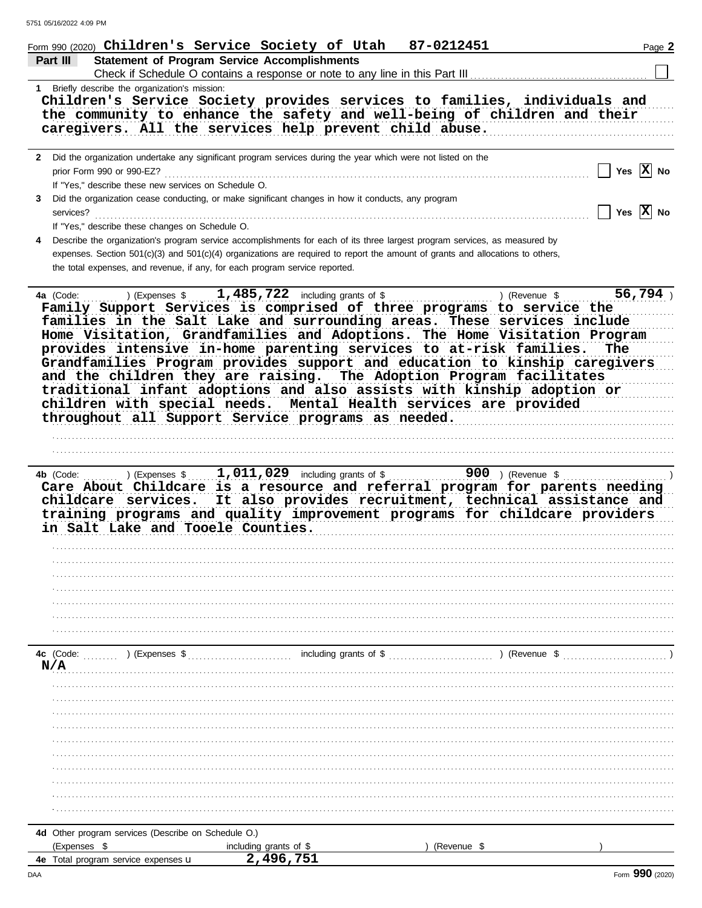Form 990 (2020) Children's Service Society of Utah 87-0212451

## Part III Statement of Program Service Accomplishments

Check if Schedule O contains a response or note to any line in this Part III ☐

**1** Briefly describe the organization's mission:

Children's Service Society provides services to families, individuals and the community to enhance the safety and well-being of children and their caregivers. All the services help prevent child abuse.

**2** Did the organization undertake any significant program services during the year which were not listed on the prior Form 990 or 990-EZ? ☐ Yes ☒ No

If "Yes," describe these new services on Schedule O.

**3** Did the organization cease conducting, or make significant changes in how it conducts, any program services? ☐ Yes ☒ No

If "Yes," describe these changes on Schedule O.

**4** Describe the organization's program service accomplishments for each of its three largest program services, as measured by expenses. Section 501(c)(3) and 501(c)(4) organizations are required to report the amount of grants and allocations to others, the total expenses, and revenue, if any, for each program service reported.

**4a** (Code: ) (Expenses $ 1,485,722 including grants of $ ) (Revenue $ 56,794 )

Family Support Services is comprised of three programs to service the families in the Salt Lake and surrounding areas. These services include Home Visitation, Grandfamilies and Adoptions. The Home Visitation Program provides intensive in-home parenting services to at-risk families. The Grandfamilies Program provides support and education to kinship caregivers and the children they are raising. The Adoption Program facilitates traditional infant adoptions and also assists with kinship adoption or children with special needs. Mental Health services are provided throughout all Support Service programs as needed.

**4b** (Code: ) (Expenses $ 1,011,029 including grants of $ 900 ) (Revenue $ )

Care About Childcare is a resource and referral program for parents needing childcare services. It also provides recruitment, technical assistance and training programs and quality improvement programs for childcare providers in Salt Lake and Tooele Counties.

**4c** (Code: ) (Expenses $ including grants of $ ) (Revenue $ )

N/A

**4d** Other program services (Describe on Schedule O.)

(Expenses $ including grants of $ ) (Revenue $ )

**4e** Total program service expenses ▶ 2,496,751

Form **990** (2020)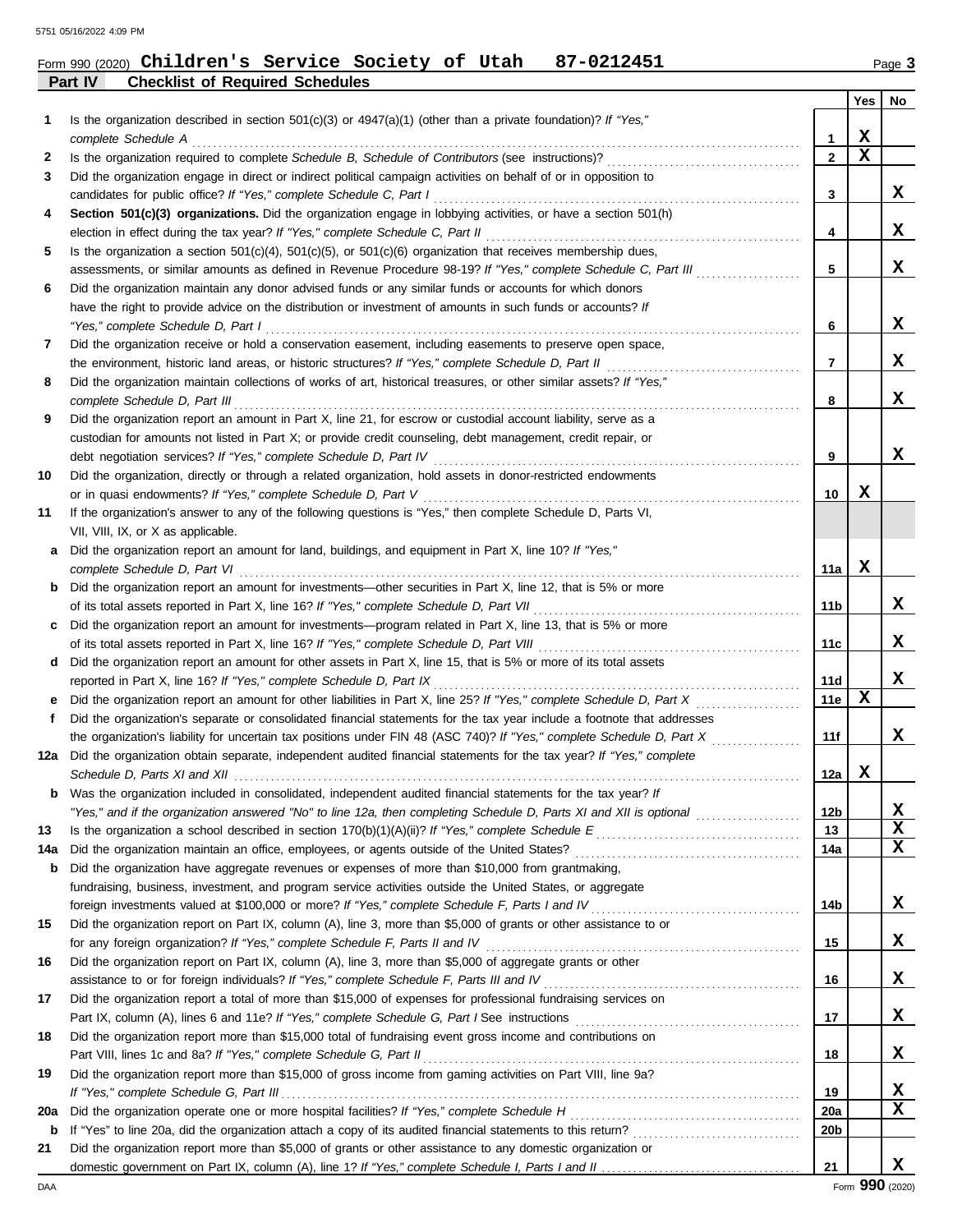Form 990 (2020) **Children's Service Society of Utah 87-0212451**

## Part IV Checklist of Required Schedules

| | | | Yes | No |
|---|---|---|---|---|
| 1 | Is the organization described in section 501(c)(3) or 4947(a)(1) (other than a private foundation)? *If "Yes," complete Schedule A* | 1 | X | |
| 2 | Is the organization required to complete *Schedule B, Schedule of Contributors* (see instructions)? | 2 | X | |
| 3 | Did the organization engage in direct or indirect political campaign activities on behalf of or in opposition to candidates for public office? *If "Yes," complete Schedule C, Part I* | 3 | | X |
| 4 | **Section 501(c)(3) organizations.** Did the organization engage in lobbying activities, or have a section 501(h) election in effect during the tax year? *If "Yes," complete Schedule C, Part II* | 4 | | X |
| 5 | Is the organization a section 501(c)(4), 501(c)(5), or 501(c)(6) organization that receives membership dues, assessments, or similar amounts as defined in Revenue Procedure 98-19? *If "Yes," complete Schedule C, Part III* | 5 | | X |
| 6 | Did the organization maintain any donor advised funds or any similar funds or accounts for which donors have the right to provide advice on the distribution or investment of amounts in such funds or accounts? *If "Yes," complete Schedule D, Part I* | 6 | | X |
| 7 | Did the organization receive or hold a conservation easement, including easements to preserve open space, the environment, historic land areas, or historic structures? *If "Yes," complete Schedule D, Part II* | 7 | | X |
| 8 | Did the organization maintain collections of works of art, historical treasures, or other similar assets? *If "Yes," complete Schedule D, Part III* | 8 | | X |
| 9 | Did the organization report an amount in Part X, line 21, for escrow or custodial account liability, serve as a custodian for amounts not listed in Part X; or provide credit counseling, debt management, credit repair, or debt negotiation services? *If "Yes," complete Schedule D, Part IV* | 9 | | X |
| 10 | Did the organization, directly or through a related organization, hold assets in donor-restricted endowments or in quasi endowments? *If "Yes," complete Schedule D, Part V* | 10 | X | |
| 11 | If the organization's answer to any of the following questions is "Yes," then complete Schedule D, Parts VI, VII, VIII, IX, or X as applicable. | | | |
| a | Did the organization report an amount for land, buildings, and equipment in Part X, line 10? *If "Yes," complete Schedule D, Part VI* | 11a | X | |
| b | Did the organization report an amount for investments—other securities in Part X, line 12, that is 5% or more of its total assets reported in Part X, line 16? *If "Yes," complete Schedule D, Part VII* | 11b | | X |
| c | Did the organization report an amount for investments—program related in Part X, line 13, that is 5% or more of its total assets reported in Part X, line 16? *If "Yes," complete Schedule D, Part VIII* | 11c | | X |
| d | Did the organization report an amount for other assets in Part X, line 15, that is 5% or more of its total assets reported in Part X, line 16? *If "Yes," complete Schedule D, Part IX* | 11d | | X |
| e | Did the organization report an amount for other liabilities in Part X, line 25? *If "Yes," complete Schedule D, Part X* | 11e | X | |
| f | Did the organization's separate or consolidated financial statements for the tax year include a footnote that addresses the organization's liability for uncertain tax positions under FIN 48 (ASC 740)? *If "Yes," complete Schedule D, Part X* | 11f | | X |
| 12a | Did the organization obtain separate, independent audited financial statements for the tax year? *If "Yes," complete Schedule D, Parts XI and XII* | 12a | X | |
| b | Was the organization included in consolidated, independent audited financial statements for the tax year? *If "Yes," and if the organization answered "No" to line 12a, then completing Schedule D, Parts XI and XII is optional* | 12b | | X |
| 13 | Is the organization a school described in section 170(b)(1)(A)(ii)? *If "Yes," complete Schedule E* | 13 | | X |
| 14a | Did the organization maintain an office, employees, or agents outside of the United States? | 14a | | X |
| b | Did the organization have aggregate revenues or expenses of more than $10,000 from grantmaking, fundraising, business, investment, and program service activities outside the United States, or aggregate foreign investments valued at $100,000 or more? *If "Yes," complete Schedule F, Parts I and IV* | 14b | | X |
| 15 | Did the organization report on Part IX, column (A), line 3, more than $5,000 of grants or other assistance to or for any foreign organization? *If "Yes," complete Schedule F, Parts II and IV* | 15 | | X |
| 16 | Did the organization report on Part IX, column (A), line 3, more than $5,000 of aggregate grants or other assistance to or for foreign individuals? *If "Yes," complete Schedule F, Parts III and IV* | 16 | | X |
| 17 | Did the organization report a total of more than $15,000 of expenses for professional fundraising services on Part IX, column (A), lines 6 and 11e? *If "Yes," complete Schedule G, Part I* See instructions | 17 | | X |
| 18 | Did the organization report more than $15,000 total of fundraising event gross income and contributions on Part VIII, lines 1c and 8a? *If "Yes," complete Schedule G, Part II* | 18 | | X |
| 19 | Did the organization report more than $15,000 of gross income from gaming activities on Part VIII, line 9a? *If "Yes," complete Schedule G, Part III* | 19 | | X |
| 20a | Did the organization operate one or more hospital facilities? *If "Yes," complete Schedule H* | 20a | | X |
| b | If "Yes" to line 20a, did the organization attach a copy of its audited financial statements to this return? | 20b | | |
| 21 | Did the organization report more than $5,000 of grants or other assistance to any domestic organization or domestic government on Part IX, column (A), line 1? *If "Yes," complete Schedule I, Parts I and II* | 21 | | X |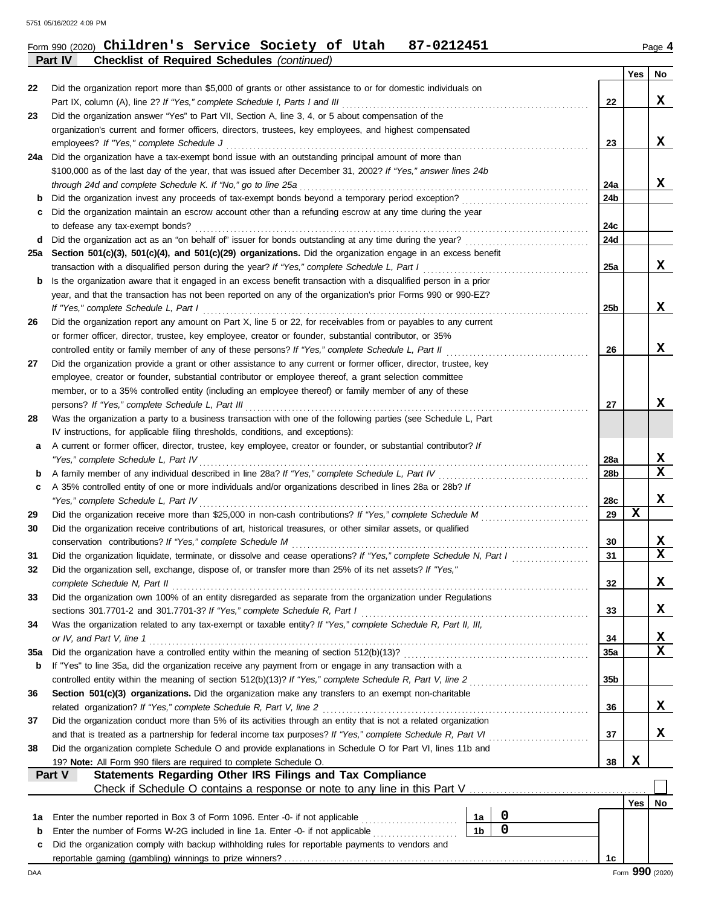Form 990 (2020) **Children's Service Society of Utah 87-0212451** Page **4**

**Part IV Checklist of Required Schedules** *(continued)*

| | | | Yes | No |
|---|---|---|---|---|
| 22 | Did the organization report more than $5,000 of grants or other assistance to or for domestic individuals on Part IX, column (A), line 2? *If "Yes," complete Schedule I, Parts I and III* | 22 | | X |
| 23 | Did the organization answer "Yes" to Part VII, Section A, line 3, 4, or 5 about compensation of the organization's current and former officers, directors, trustees, key employees, and highest compensated employees? *If "Yes," complete Schedule J* | 23 | | X |
| 24a | Did the organization have a tax-exempt bond issue with an outstanding principal amount of more than $100,000 as of the last day of the year, that was issued after December 31, 2002? *If "Yes," answer lines 24b through 24d and complete Schedule K. If "No," go to line 25a* | 24a | | X |
| b | Did the organization invest any proceeds of tax-exempt bonds beyond a temporary period exception? | 24b | | |
| c | Did the organization maintain an escrow account other than a refunding escrow at any time during the year to defease any tax-exempt bonds? | 24c | | |
| d | Did the organization act as an "on behalf of" issuer for bonds outstanding at any time during the year? | 24d | | |
| 25a | **Section 501(c)(3), 501(c)(4), and 501(c)(29) organizations.** Did the organization engage in an excess benefit transaction with a disqualified person during the year? *If "Yes," complete Schedule L, Part I* | 25a | | X |
| b | Is the organization aware that it engaged in an excess benefit transaction with a disqualified person in a prior year, and that the transaction has not been reported on any of the organization's prior Forms 990 or 990-EZ? *If "Yes," complete Schedule L, Part I* | 25b | | X |
| 26 | Did the organization report any amount on Part X, line 5 or 22, for receivables from or payables to any current or former officer, director, trustee, key employee, creator or founder, substantial contributor, or 35% controlled entity or family member of any of these persons? *If "Yes," complete Schedule L, Part II* | 26 | | X |
| 27 | Did the organization provide a grant or other assistance to any current or former officer, director, trustee, key employee, creator or founder, substantial contributor or employee thereof, a grant selection committee member, or to a 35% controlled entity (including an employee thereof) or family member of any of these persons? *If "Yes," complete Schedule L, Part III* | 27 | | X |
| 28 | Was the organization a party to a business transaction with one of the following parties (see Schedule L, Part IV instructions, for applicable filing thresholds, conditions, and exceptions): | | | |
| a | A current or former officer, director, trustee, key employee, creator or founder, or substantial contributor? *If "Yes," complete Schedule L, Part IV* | 28a | | X |
| b | A family member of any individual described in line 28a? *If "Yes," complete Schedule L, Part IV* | 28b | | X |
| c | A 35% controlled entity of one or more individuals and/or organizations described in lines 28a or 28b? *If "Yes," complete Schedule L, Part IV* | 28c | | X |
| 29 | Did the organization receive more than $25,000 in non-cash contributions? *If "Yes," complete Schedule M* | 29 | X | |
| 30 | Did the organization receive contributions of art, historical treasures, or other similar assets, or qualified conservation contributions? *If "Yes," complete Schedule M* | 30 | | X |
| 31 | Did the organization liquidate, terminate, or dissolve and cease operations? *If "Yes," complete Schedule N, Part I* | 31 | | X |
| 32 | Did the organization sell, exchange, dispose of, or transfer more than 25% of its net assets? *If "Yes," complete Schedule N, Part II* | 32 | | X |
| 33 | Did the organization own 100% of an entity disregarded as separate from the organization under Regulations sections 301.7701-2 and 301.7701-3? *If "Yes," complete Schedule R, Part I* | 33 | | X |
| 34 | Was the organization related to any tax-exempt or taxable entity? *If "Yes," complete Schedule R, Part II, III, or IV, and Part V, line 1* | 34 | | X |
| 35a | Did the organization have a controlled entity within the meaning of section 512(b)(13)? | 35a | | X |
| b | If "Yes" to line 35a, did the organization receive any payment from or engage in any transaction with a controlled entity within the meaning of section 512(b)(13)? *If "Yes," complete Schedule R, Part V, line 2* | 35b | | |
| 36 | **Section 501(c)(3) organizations.** Did the organization make any transfers to an exempt non-charitable related organization? *If "Yes," complete Schedule R, Part V, line 2* | 36 | | X |
| 37 | Did the organization conduct more than 5% of its activities through an entity that is not a related organization and that is treated as a partnership for federal income tax purposes? *If "Yes," complete Schedule R, Part VI* | 37 | | X |
| 38 | Did the organization complete Schedule O and provide explanations in Schedule O for Part VI, lines 11b and 19? **Note:** All Form 990 filers are required to complete Schedule O. | 38 | X | |

**Part V Statements Regarding Other IRS Filings and Tax Compliance**

Check if Schedule O contains a response or note to any line in this Part V ☐

| | | | | | Yes | No |
|---|---|---|---|---|---|---|
| 1a | Enter the number reported in Box 3 of Form 1096. Enter -0- if not applicable | 1a | 0 | | | |
| b | Enter the number of Forms W-2G included in line 1a. Enter -0- if not applicable | 1b | 0 | | | |
| c | Did the organization comply with backup withholding rules for reportable payments to vendors and reportable gaming (gambling) winnings to prize winners? | | | 1c | | |

Form **990** (2020)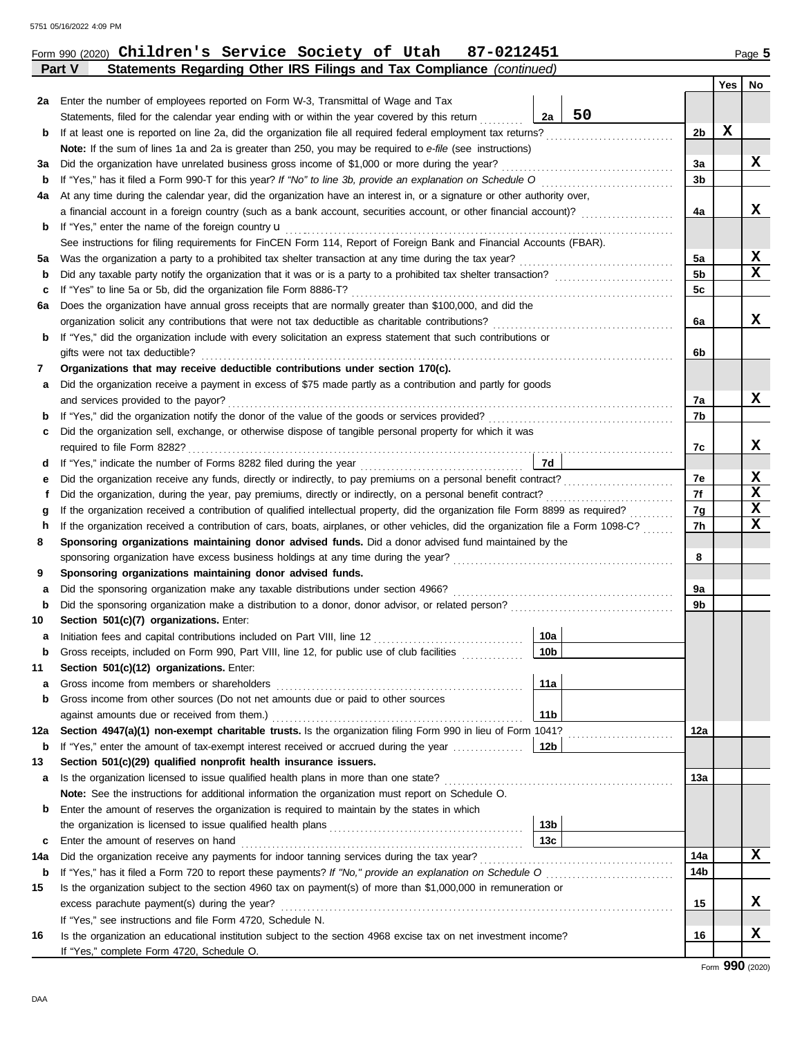Form 990 (2020) **Children's Service Society of Utah 87-0212451** Page 5

**Part V Statements Regarding Other IRS Filings and Tax Compliance** *(continued)*

| | | | | | Yes | No |
|---|---|---|---|---|---|---|
| **2a** | Enter the number of employees reported on Form W-3, Transmittal of Wage and Tax Statements, filed for the calendar year ending with or within the year covered by this return | 2a | 50 | | | |
| **b** | If at least one is reported on line 2a, did the organization file all required federal employment tax returns? | | | 2b | X | |
| | **Note:** If the sum of lines 1a and 2a is greater than 250, you may be required to *e-file* (see instructions) | | | | | |
| **3a** | Did the organization have unrelated business gross income of $1,000 or more during the year? | | | 3a | | X |
| **b** | If "Yes," has it filed a Form 990-T for this year? *If "No" to line 3b, provide an explanation on Schedule O* | | | 3b | | |
| **4a** | At any time during the calendar year, did the organization have an interest in, or a signature or other authority over, a financial account in a foreign country (such as a bank account, securities account, or other financial account)? | | | 4a | | X |
| **b** | If "Yes," enter the name of the foreign country u | | | | | |
| | See instructions for filing requirements for FinCEN Form 114, Report of Foreign Bank and Financial Accounts (FBAR). | | | | | |
| **5a** | Was the organization a party to a prohibited tax shelter transaction at any time during the tax year? | | | 5a | | X |
| **b** | Did any taxable party notify the organization that it was or is a party to a prohibited tax shelter transaction? | | | 5b | | X |
| **c** | If "Yes" to line 5a or 5b, did the organization file Form 8886-T? | | | 5c | | |
| **6a** | Does the organization have annual gross receipts that are normally greater than $100,000, and did the organization solicit any contributions that were not tax deductible as charitable contributions? | | | 6a | | X |
| **b** | If "Yes," did the organization include with every solicitation an express statement that such contributions or gifts were not tax deductible? | | | 6b | | |
| **7** | **Organizations that may receive deductible contributions under section 170(c).** | | | | | |
| **a** | Did the organization receive a payment in excess of $75 made partly as a contribution and partly for goods and services provided to the payor? | | | 7a | | X |
| **b** | If "Yes," did the organization notify the donor of the value of the goods or services provided? | | | 7b | | |
| **c** | Did the organization sell, exchange, or otherwise dispose of tangible personal property for which it was required to file Form 8282? | | | 7c | | X |
| **d** | If "Yes," indicate the number of Forms 8282 filed during the year | 7d | | | | |
| **e** | Did the organization receive any funds, directly or indirectly, to pay premiums on a personal benefit contract? | | | 7e | | X |
| **f** | Did the organization, during the year, pay premiums, directly or indirectly, on a personal benefit contract? | | | 7f | | X |
| **g** | If the organization received a contribution of qualified intellectual property, did the organization file Form 8899 as required? | | | 7g | | X |
| **h** | If the organization received a contribution of cars, boats, airplanes, or other vehicles, did the organization file a Form 1098-C? | | | 7h | | X |
| **8** | **Sponsoring organizations maintaining donor advised funds.** Did a donor advised fund maintained by the sponsoring organization have excess business holdings at any time during the year? | | | 8 | | |
| **9** | **Sponsoring organizations maintaining donor advised funds.** | | | | | |
| **a** | Did the sponsoring organization make any taxable distributions under section 4966? | | | 9a | | |
| **b** | Did the sponsoring organization make a distribution to a donor, donor advisor, or related person? | | | 9b | | |
| **10** | **Section 501(c)(7) organizations.** Enter: | | | | | |
| **a** | Initiation fees and capital contributions included on Part VIII, line 12 | 10a | | | | |
| **b** | Gross receipts, included on Form 990, Part VIII, line 12, for public use of club facilities | 10b | | | | |
| **11** | **Section 501(c)(12) organizations.** Enter: | | | | | |
| **a** | Gross income from members or shareholders | 11a | | | | |
| **b** | Gross income from other sources (Do not net amounts due or paid to other sources against amounts due or received from them.) | 11b | | | | |
| **12a** | **Section 4947(a)(1) non-exempt charitable trusts.** Is the organization filing Form 990 in lieu of Form 1041? | | | 12a | | |
| **b** | If "Yes," enter the amount of tax-exempt interest received or accrued during the year | 12b | | | | |
| **13** | **Section 501(c)(29) qualified nonprofit health insurance issuers.** | | | | | |
| **a** | Is the organization licensed to issue qualified health plans in more than one state? | | | 13a | | |
| | **Note:** See the instructions for additional information the organization must report on Schedule O. | | | | | |
| **b** | Enter the amount of reserves the organization is required to maintain by the states in which the organization is licensed to issue qualified health plans | 13b | | | | |
| **c** | Enter the amount of reserves on hand | 13c | | | | |
| **14a** | Did the organization receive any payments for indoor tanning services during the tax year? | | | 14a | | X |
| **b** | If "Yes," has it filed a Form 720 to report these payments? *If "No," provide an explanation on Schedule O* | | | 14b | | |
| **15** | Is the organization subject to the section 4960 tax on payment(s) of more than $1,000,000 in remuneration or excess parachute payment(s) during the year? | | | 15 | | X |
| | If "Yes," see instructions and file Form 4720, Schedule N. | | | | | |
| **16** | Is the organization an educational institution subject to the section 4968 excise tax on net investment income? | | | 16 | | X |
| | If "Yes," complete Form 4720, Schedule O. | | | | | |

Form **990** (2020)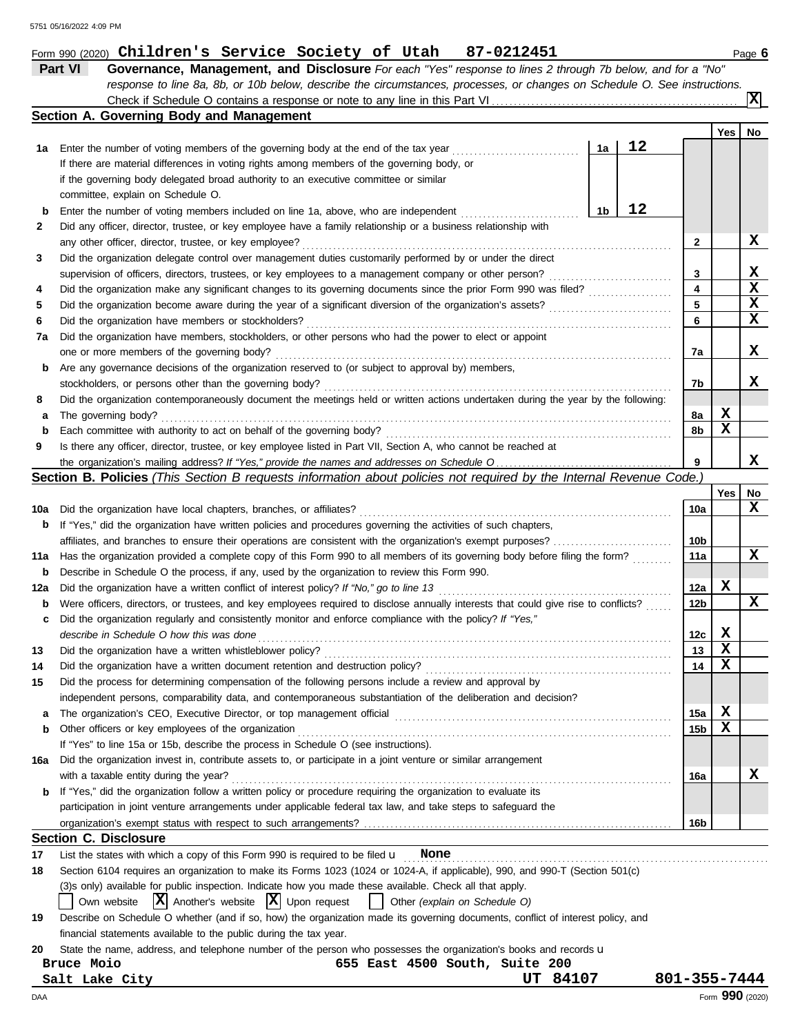Form 990 (2020) **Children's Service Society of Utah 87-0212451** Page **6**

## Part VI Governance, Management, and Disclosure

*For each "Yes" response to lines 2 through 7b below, and for a "No" response to line 8a, 8b, or 10b below, describe the circumstances, processes, or changes on Schedule O. See instructions.*

Check if Schedule O contains a response or note to any line in this Part VI .......... [X]

### Section A. Governing Body and Management

| | | | Yes | No |
|---|---|---|---|---|
| **1a** | Enter the number of voting members of the governing body at the end of the tax year ..... **1a** **12** <br> If there are material differences in voting rights among members of the governing body, or if the governing body delegated broad authority to an executive committee or similar committee, explain on Schedule O. | | | |
| **b** | Enter the number of voting members included on line 1a, above, who are independent ..... **1b** **12** | | | |
| **2** | Did any officer, director, trustee, or key employee have a family relationship or a business relationship with any other officer, director, trustee, or key employee? | 2 | | X |
| **3** | Did the organization delegate control over management duties customarily performed by or under the direct supervision of officers, directors, trustees, or key employees to a management company or other person? | 3 | | X |
| **4** | Did the organization make any significant changes to its governing documents since the prior Form 990 was filed? | 4 | | X |
| **5** | Did the organization become aware during the year of a significant diversion of the organization's assets? | 5 | | X |
| **6** | Did the organization have members or stockholders? | 6 | | X |
| **7a** | Did the organization have members, stockholders, or other persons who had the power to elect or appoint one or more members of the governing body? | 7a | | X |
| **b** | Are any governance decisions of the organization reserved to (or subject to approval by) members, stockholders, or persons other than the governing body? | 7b | | X |
| **8** | Did the organization contemporaneously document the meetings held or written actions undertaken during the year by the following: | | | |
| **a** | The governing body? | 8a | X | |
| **b** | Each committee with authority to act on behalf of the governing body? | 8b | X | |
| **9** | Is there any officer, director, trustee, or key employee listed in Part VII, Section A, who cannot be reached at the organization's mailing address? *If "Yes," provide the names and addresses on Schedule O* | 9 | | X |

### Section B. Policies *(This Section B requests information about policies not required by the Internal Revenue Code.)*

| | | | Yes | No |
|---|---|---|---|---|
| **10a** | Did the organization have local chapters, branches, or affiliates? | 10a | | X |
| **b** | If "Yes," did the organization have written policies and procedures governing the activities of such chapters, affiliates, and branches to ensure their operations are consistent with the organization's exempt purposes? | 10b | | |
| **11a** | Has the organization provided a complete copy of this Form 990 to all members of its governing body before filing the form? | 11a | | X |
| **b** | Describe in Schedule O the process, if any, used by the organization to review this Form 990. | | | |
| **12a** | Did the organization have a written conflict of interest policy? *If "No," go to line 13* | 12a | X | |
| **b** | Were officers, directors, or trustees, and key employees required to disclose annually interests that could give rise to conflicts? | 12b | | X |
| **c** | Did the organization regularly and consistently monitor and enforce compliance with the policy? *If "Yes," describe in Schedule O how this was done* | 12c | X | |
| **13** | Did the organization have a written whistleblower policy? | 13 | X | |
| **14** | Did the organization have a written document retention and destruction policy? | 14 | X | |
| **15** | Did the process for determining compensation of the following persons include a review and approval by independent persons, comparability data, and contemporaneous substantiation of the deliberation and decision? | | | |
| **a** | The organization's CEO, Executive Director, or top management official | 15a | X | |
| **b** | Other officers or key employees of the organization | 15b | X | |
| | If "Yes" to line 15a or 15b, describe the process in Schedule O (see instructions). | | | |
| **16a** | Did the organization invest in, contribute assets to, or participate in a joint venture or similar arrangement with a taxable entity during the year? | 16a | | X |
| **b** | If "Yes," did the organization follow a written policy or procedure requiring the organization to evaluate its participation in joint venture arrangements under applicable federal tax law, and take steps to safeguard the organization's exempt status with respect to such arrangements? | 16b | | |

### Section C. Disclosure

**17** List the states with which a copy of this Form 990 is required to be filed u **None**

**18** Section 6104 requires an organization to make its Forms 1023 (1024 or 1024-A, if applicable), 990, and 990-T (Section 501(c)(3)s only) available for public inspection. Indicate how you made these available. Check all that apply.

[ ] Own website [X] Another's website [X] Upon request [ ] Other *(explain on Schedule O)*

**19** Describe on Schedule O whether (and if so, how) the organization made its governing documents, conflict of interest policy, and financial statements available to the public during the tax year.

**20** State the name, address, and telephone number of the person who possesses the organization's books and records u

**Bruce Moio** **655 East 4500 South, Suite 200**
**Salt Lake City** **UT 84107** **801-355-7444**

DAA Form **990** (2020)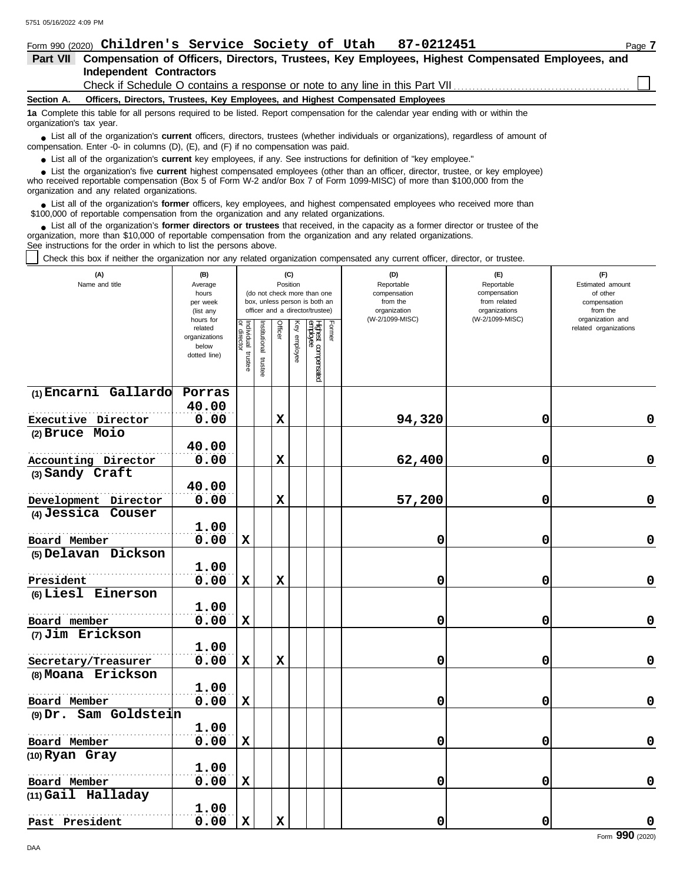Form 990 (2020) **Children's Service Society of Utah 87-0212451** Page **7**

## Part VII Compensation of Officers, Directors, Trustees, Key Employees, Highest Compensated Employees, and Independent Contractors

Check if Schedule O contains a response or note to any line in this Part VII ☐

### Section A. Officers, Directors, Trustees, Key Employees, and Highest Compensated Employees

**1a** Complete this table for all persons required to be listed. Report compensation for the calendar year ending with or within the organization's tax year.

- List all of the organization's **current** officers, directors, trustees (whether individuals or organizations), regardless of amount of compensation. Enter -0- in columns (D), (E), and (F) if no compensation was paid.
- List all of the organization's **current** key employees, if any. See instructions for definition of "key employee."
- List the organization's five **current** highest compensated employees (other than an officer, director, trustee, or key employee) who received reportable compensation (Box 5 of Form W-2 and/or Box 7 of Form 1099-MISC) of more than $100,000 from the organization and any related organizations.
- List all of the organization's **former** officers, key employees, and highest compensated employees who received more than $100,000 of reportable compensation from the organization and any related organizations.
- List all of the organization's **former directors or trustees** that received, in the capacity as a former director or trustee of the organization, more than $10,000 of reportable compensation from the organization and any related organizations.

See instructions for the order in which to list the persons above.

☐ Check this box if neither the organization nor any related organization compensated any current officer, director, or trustee.

| (A) Name and title | (B) Average hours per week (list any hours for related organizations below dotted line) | (C) Position (do not check more than one box, unless person is both an officer and a director/trustee): Individual trustee or director | Institutional trustee | Officer | Key employee | Highest compensated employee | Former | (D) Reportable compensation from the organization (W-2/1099-MISC) | (E) Reportable compensation from related organizations (W-2/1099-MISC) | (F) Estimated amount of other compensation from the organization and related organizations |
|---|---|---|---|---|---|---|---|---|---|---|
| (1) Encarni Gallardo Porras<br>Executive Director | 40.00<br>0.00 | | | X | | | | 94,320 | 0 | 0 |
| (2) Bruce Moio<br>Accounting Director | 40.00<br>0.00 | | | X | | | | 62,400 | 0 | 0 |
| (3) Sandy Craft<br>Development Director | 40.00<br>0.00 | | | X | | | | 57,200 | 0 | 0 |
| (4) Jessica Couser<br>Board Member | 1.00<br>0.00 | X | | | | | | 0 | 0 | 0 |
| (5) Delavan Dickson<br>President | 1.00<br>0.00 | X | | X | | | | 0 | 0 | 0 |
| (6) Liesl Einerson<br>Board member | 1.00<br>0.00 | X | | | | | | 0 | 0 | 0 |
| (7) Jim Erickson<br>Secretary/Treasurer | 1.00<br>0.00 | X | | X | | | | 0 | 0 | 0 |
| (8) Moana Erickson<br>Board Member | 1.00<br>0.00 | X | | | | | | 0 | 0 | 0 |
| (9) Dr. Sam Goldstein<br>Board Member | 1.00<br>0.00 | X | | | | | | 0 | 0 | 0 |
| (10) Ryan Gray<br>Board Member | 1.00<br>0.00 | X | | | | | | 0 | 0 | 0 |
| (11) Gail Halladay<br>Past President | 1.00<br>0.00 | X | | X | | | | 0 | 0 | 0 |

Form **990** (2020)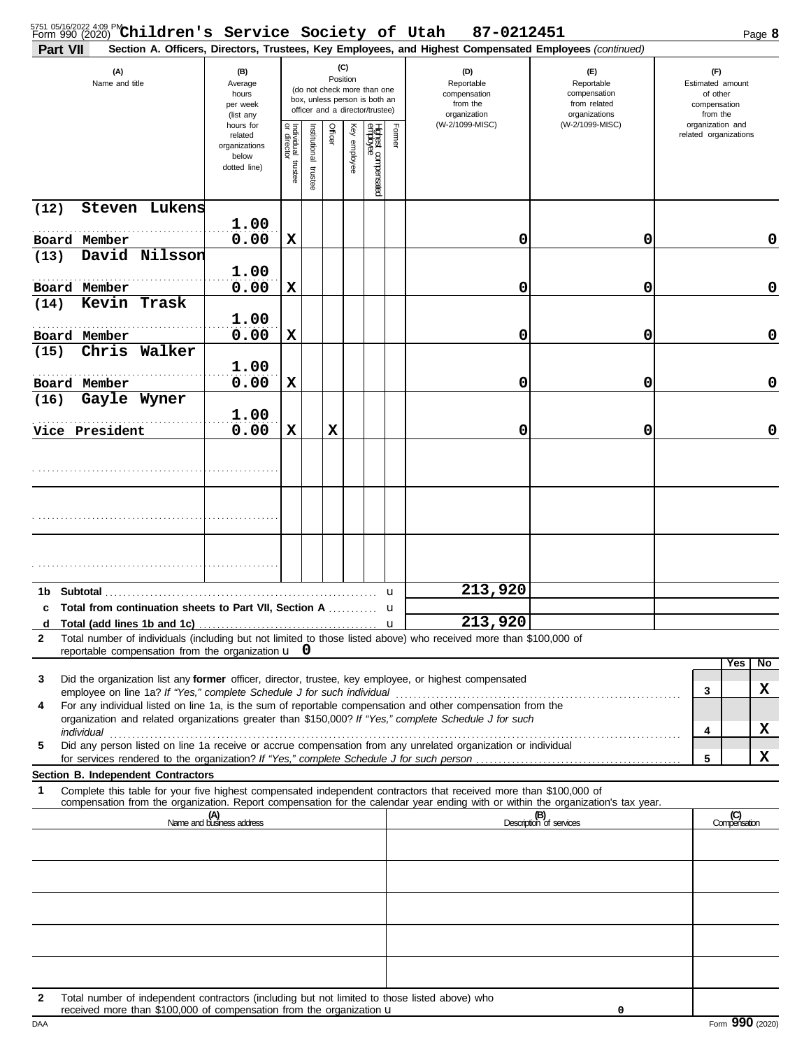Form 990 (2020) **Children's Service Society of Utah 87-0212451**

**Part VII** **Section A. Officers, Directors, Trustees, Key Employees, and Highest Compensated Employees** *(continued)*

| (A) Name and title | (B) Average hours per week (list any hours for related organizations below dotted line) | (C) Position: Individual trustee or director | Institutional trustee | Officer | Key employee | Highest compensated employee | Former | (D) Reportable compensation from the organization (W-2/1099-MISC) | (E) Reportable compensation from related organizations (W-2/1099-MISC) | (F) Estimated amount of other compensation from the organization and related organizations |
|---|---|---|---|---|---|---|---|---|---|---|
| (12) Steven Lukens<br>Board Member | 1.00<br>0.00 | X | | | | | | 0 | 0 | 0 |
| (13) David Nilsson<br>Board Member | 1.00<br>0.00 | X | | | | | | 0 | 0 | 0 |
| (14) Kevin Trask<br>Board Member | 1.00<br>0.00 | X | | | | | | 0 | 0 | 0 |
| (15) Chris Walker<br>Board Member | 1.00<br>0.00 | X | | | | | | 0 | 0 | 0 |
| (16) Gayle Wyner<br>Vice President | 1.00<br>0.00 | X | | X | | | | 0 | 0 | 0 |
| | | | | | | | | | | |
| | | | | | | | | | | |
| | | | | | | | | | | |
| **1b Subtotal** | | | | | | | | 213,920 | | |
| **c Total from continuation sheets to Part VII, Section A** | | | | | | | | | | |
| **d Total (add lines 1b and 1c)** | | | | | | | | 213,920 | | |

**2** Total number of individuals (including but not limited to those listed above) who received more than $100,000 of reportable compensation from the organization u 0

| | | | Yes | No |
|---|---|---|---|---|
| **3** | Did the organization list any **former** officer, director, trustee, key employee, or highest compensated employee on line 1a? *If "Yes," complete Schedule J for such individual* | 3 | | X |
| **4** | For any individual listed on line 1a, is the sum of reportable compensation and other compensation from the organization and related organizations greater than $150,000? *If "Yes," complete Schedule J for such individual* | 4 | | X |
| **5** | Did any person listed on line 1a receive or accrue compensation from any unrelated organization or individual for services rendered to the organization? *If "Yes," complete Schedule J for such person* | 5 | | X |

**Section B. Independent Contractors**

**1** Complete this table for your five highest compensated independent contractors that received more than $100,000 of compensation from the organization. Report compensation for the calendar year ending with or within the organization's tax year.

| (A) Name and business address | (B) Description of services | (C) Compensation |
|---|---|---|
| | | |
| | | |
| | | |
| | | |
| | | |

**2** Total number of independent contractors (including but not limited to those listed above) who received more than $100,000 of compensation from the organization u 0

DAA Form **990** (2020)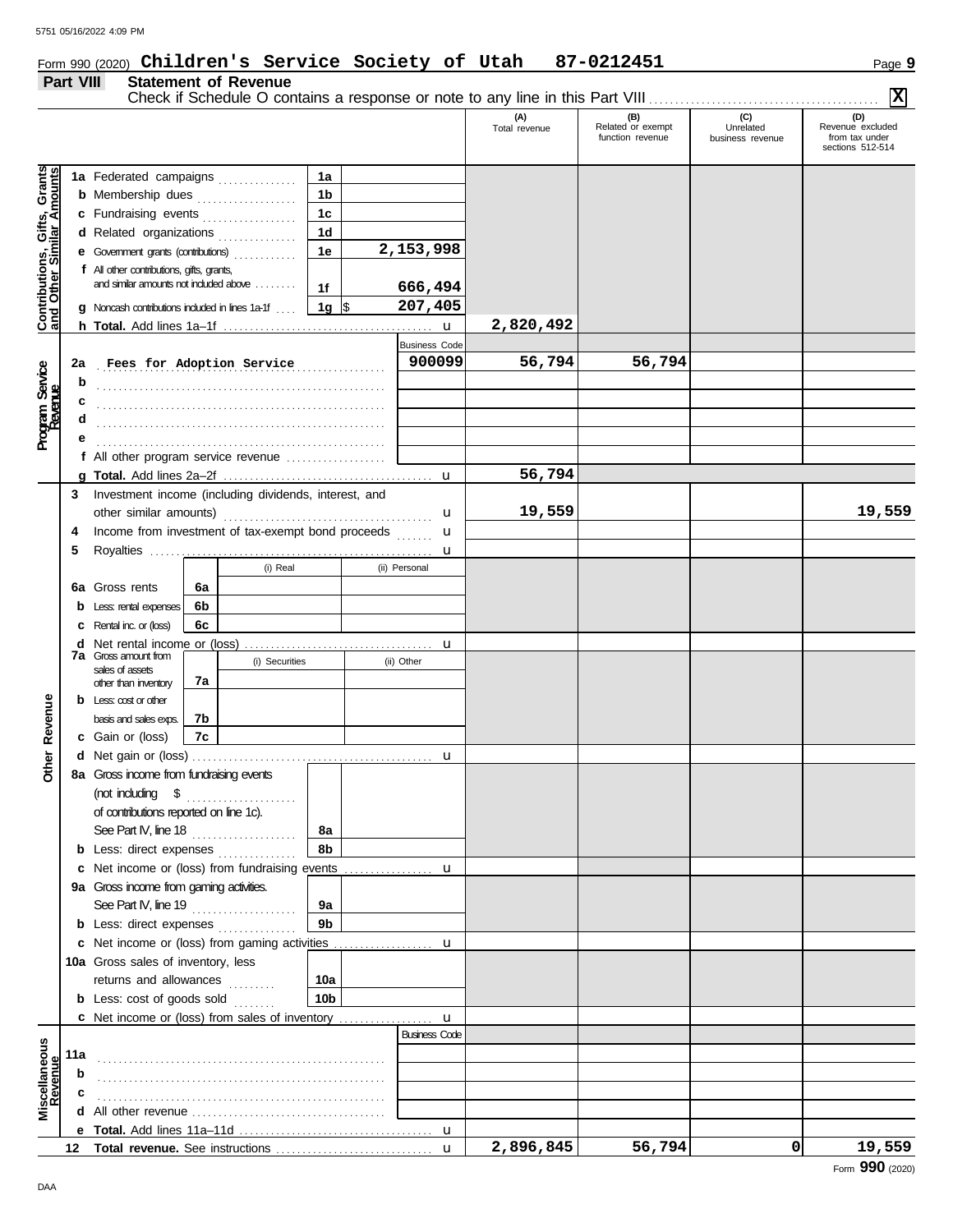Form 990 (2020) **Children's Service Society of Utah 87-0212451**

## Part VIII Statement of Revenue

Check if Schedule O contains a response or note to any line in this Part VIII ............ **X**

| | | | | (A) Total revenue | (B) Related or exempt function revenue | (C) Unrelated business revenue | (D) Revenue excluded from tax under sections 512-514 |
|---|---|---|---|---|---|---|---|
| **Contributions, Gifts, Grants and Other Similar Amounts** | **1a** Federated campaigns | 1a | | | | | |
| | **b** Membership dues | 1b | | | | | |
| | **c** Fundraising events | 1c | | | | | |
| | **d** Related organizations | 1d | | | | | |
| | **e** Government grants (contributions) | 1e | 2,153,998 | | | | |
| | **f** All other contributions, gifts, grants, and similar amounts not included above | 1f | 666,494 | | | | |
| | **g** Noncash contributions included in lines 1a-1f | 1g | $ 207,405 | | | | |
| | **h Total.** Add lines 1a–1f | | | 2,820,492 | | | |
| **Program Service Revenue** | | | Business Code | | | | |
| | **2a** Fees for Adoption Service | | 900099 | 56,794 | 56,794 | | |
| | **b** | | | | | | |
| | **c** | | | | | | |
| | **d** | | | | | | |
| | **e** | | | | | | |
| | **f** All other program service revenue | | | | | | |
| | **g Total.** Add lines 2a–2f | | | 56,794 | | | |
| **Other Revenue** | **3** Investment income (including dividends, interest, and other similar amounts) | | | 19,559 | | | 19,559 |
| | **4** Income from investment of tax-exempt bond proceeds | | | | | | |
| | **5** Royalties | | | | | | |
| | | (i) Real | (ii) Personal | | | | |
| | **6a** Gross rents (6a) | | | | | | |
| | **b** Less: rental expenses (6b) | | | | | | |
| | **c** Rental inc. or (loss) (6c) | | | | | | |
| | **d** Net rental income or (loss) | | | | | | |
| | **7a** Gross amount from sales of assets other than inventory | (i) Securities | (ii) Other | | | | |
| | 7a | | | | | | |
| | **b** Less: cost or other basis and sales exps. (7b) | | | | | | |
| | **c** Gain or (loss) (7c) | | | | | | |
| | **d** Net gain or (loss) | | | | | | |
| | **8a** Gross income from fundraising events (not including $ ............ of contributions reported on line 1c). See Part IV, line 18 | 8a | | | | | |
| | **b** Less: direct expenses | 8b | | | | | |
| | **c** Net income or (loss) from fundraising events | | | | | | |
| | **9a** Gross income from gaming activities. See Part IV, line 19 | 9a | | | | | |
| | **b** Less: direct expenses | 9b | | | | | |
| | **c** Net income or (loss) from gaming activities | | | | | | |
| | **10a** Gross sales of inventory, less returns and allowances | 10a | | | | | |
| | **b** Less: cost of goods sold | 10b | | | | | |
| | **c** Net income or (loss) from sales of inventory | | | | | | |
| **Miscellaneous Revenue** | | | Business Code | | | | |
| | **11a** | | | | | | |
| | **b** | | | | | | |
| | **c** | | | | | | |
| | **d** All other revenue | | | | | | |
| | **e Total.** Add lines 11a–11d | | | | | | |
| | **12 Total revenue.** See instructions | | | 2,896,845 | 56,794 | 0 | 19,559 |

Form **990** (2020)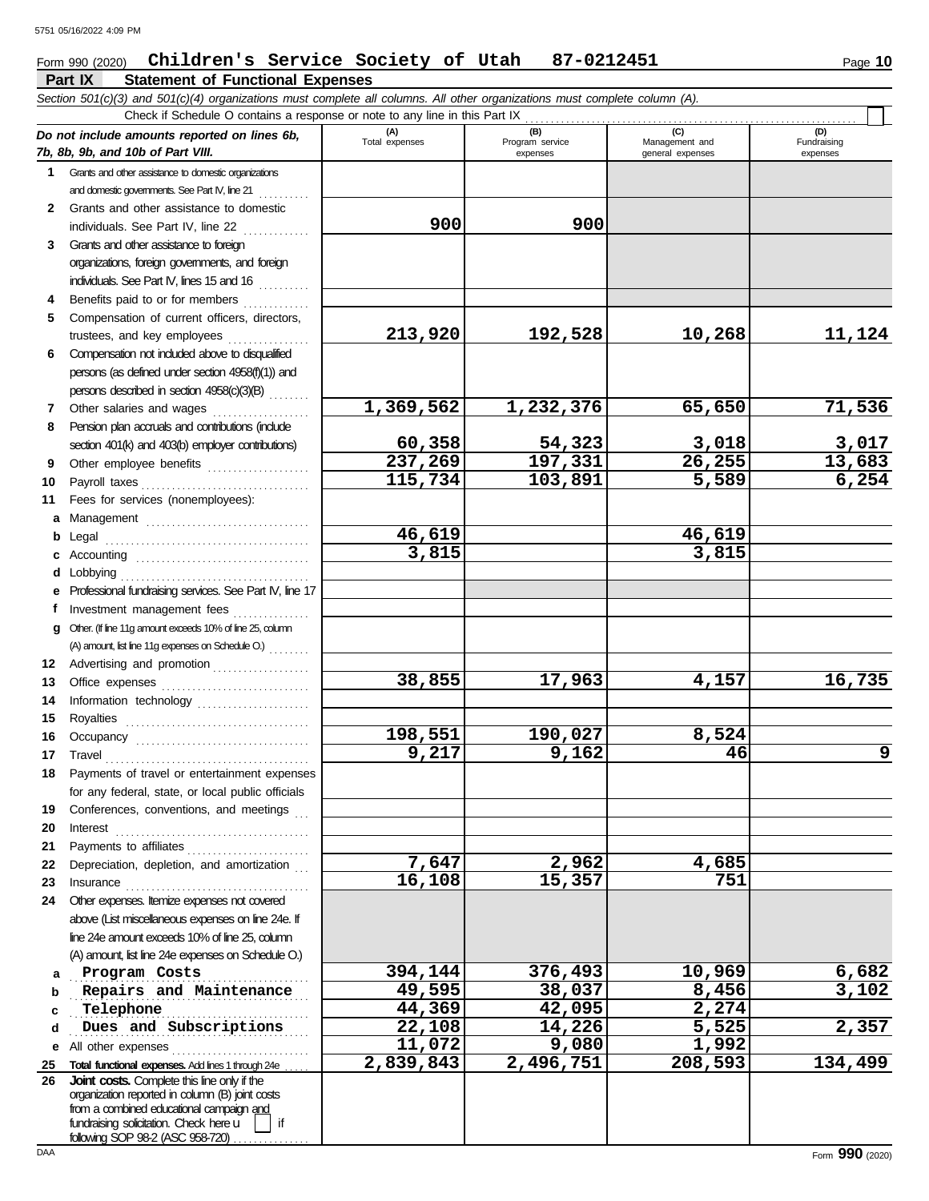Form 990 (2020) **Children's Service Society of Utah 87-0212451**

## Part IX Statement of Functional Expenses

*Section 501(c)(3) and 501(c)(4) organizations must complete all columns. All other organizations must complete column (A).*

Check if Schedule O contains a response or note to any line in this Part IX

| *Do not include amounts reported on lines 6b, 7b, 8b, 9b, and 10b of Part VIII.* | (A) Total expenses | (B) Program service expenses | (C) Management and general expenses | (D) Fundraising expenses |
|---|---|---|---|---|
| **1** Grants and other assistance to domestic organizations and domestic governments. See Part IV, line 21 | | | | |
| **2** Grants and other assistance to domestic individuals. See Part IV, line 22 | 900 | 900 | | |
| **3** Grants and other assistance to foreign organizations, foreign governments, and foreign individuals. See Part IV, lines 15 and 16 | | | | |
| **4** Benefits paid to or for members | | | | |
| **5** Compensation of current officers, directors, trustees, and key employees | 213,920 | 192,528 | 10,268 | 11,124 |
| **6** Compensation not included above to disqualified persons (as defined under section 4958(f)(1)) and persons described in section 4958(c)(3)(B) | | | | |
| **7** Other salaries and wages | 1,369,562 | 1,232,376 | 65,650 | 71,536 |
| **8** Pension plan accruals and contributions (include section 401(k) and 403(b) employer contributions) | 60,358 | 54,323 | 3,018 | 3,017 |
| **9** Other employee benefits | 237,269 | 197,331 | 26,255 | 13,683 |
| **10** Payroll taxes | 115,734 | 103,891 | 5,589 | 6,254 |
| **11** Fees for services (nonemployees): | | | | |
| **a** Management | | | | |
| **b** Legal | 46,619 | | 46,619 | |
| **c** Accounting | 3,815 | | 3,815 | |
| **d** Lobbying | | | | |
| **e** Professional fundraising services. See Part IV, line 17 | | | | |
| **f** Investment management fees | | | | |
| **g** Other. (If line 11g amount exceeds 10% of line 25, column (A) amount, list line 11g expenses on Schedule O.) | | | | |
| **12** Advertising and promotion | | | | |
| **13** Office expenses | 38,855 | 17,963 | 4,157 | 16,735 |
| **14** Information technology | | | | |
| **15** Royalties | | | | |
| **16** Occupancy | 198,551 | 190,027 | 8,524 | |
| **17** Travel | 9,217 | 9,162 | 46 | 9 |
| **18** Payments of travel or entertainment expenses for any federal, state, or local public officials | | | | |
| **19** Conferences, conventions, and meetings | | | | |
| **20** Interest | | | | |
| **21** Payments to affiliates | | | | |
| **22** Depreciation, depletion, and amortization | 7,647 | 2,962 | 4,685 | |
| **23** Insurance | 16,108 | 15,357 | 751 | |
| **24** Other expenses. Itemize expenses not covered above (List miscellaneous expenses on line 24e. If line 24e amount exceeds 10% of line 25, column (A) amount, list line 24e expenses on Schedule O.) | | | | |
| **a** Program Costs | 394,144 | 376,493 | 10,969 | 6,682 |
| **b** Repairs and Maintenance | 49,595 | 38,037 | 8,456 | 3,102 |
| **c** Telephone | 44,369 | 42,095 | 2,274 | |
| **d** Dues and Subscriptions | 22,108 | 14,226 | 5,525 | 2,357 |
| **e** All other expenses | 11,072 | 9,080 | 1,992 | |
| **25 Total functional expenses.** Add lines 1 through 24e | 2,839,843 | 2,496,751 | 208,593 | 134,499 |
| **26 Joint costs.** Complete this line only if the organization reported in column (B) joint costs from a combined educational campaign and fundraising solicitation. Check here ☐ if following SOP 98-2 (ASC 958-720) | | | | |

Form **990** (2020)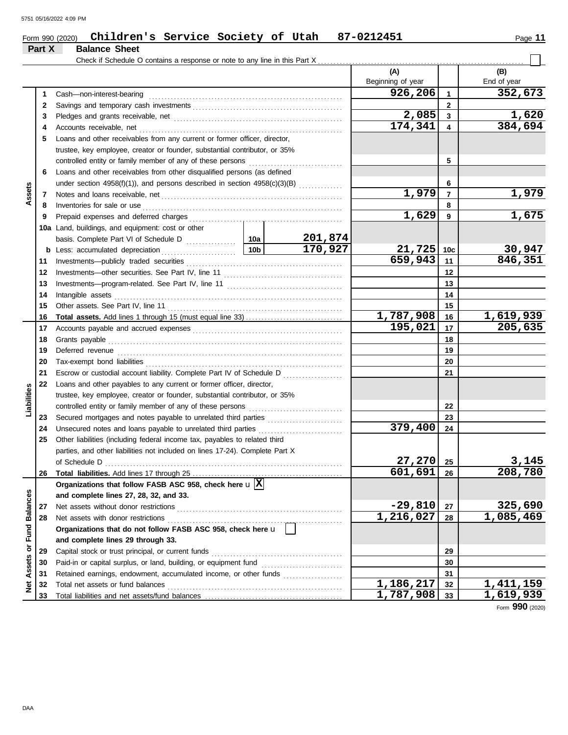Form 990 (2020) **Children's Service Society of Utah** **87-0212451**

## Part X Balance Sheet

Check if Schedule O contains a response or note to any line in this Part X ☐

| | | | | (A) Beginning of year | | (B) End of year |
|---|---|---|---|---|---|---|
| **Assets** | 1 | Cash—non-interest-bearing | | 926,206 | 1 | 352,673 |
| | 2 | Savings and temporary cash investments | | | 2 | |
| | 3 | Pledges and grants receivable, net | | 2,085 | 3 | 1,620 |
| | 4 | Accounts receivable, net | | 174,341 | 4 | 384,694 |
| | 5 | Loans and other receivables from any current or former officer, director, trustee, key employee, creator or founder, substantial contributor, or 35% controlled entity or family member of any of these persons | | | 5 | |
| | 6 | Loans and other receivables from other disqualified persons (as defined under section 4958(f)(1)), and persons described in section 4958(c)(3)(B) | | | 6 | |
| | 7 | Notes and loans receivable, net | | 1,979 | 7 | 1,979 |
| | 8 | Inventories for sale or use | | | 8 | |
| | 9 | Prepaid expenses and deferred charges | | 1,629 | 9 | 1,675 |
| | 10a | Land, buildings, and equipment: cost or other basis. Complete Part VI of Schedule D | 10a 201,874 | | | |
| | b | Less: accumulated depreciation | 10b 170,927 | 21,725 | 10c | 30,947 |
| | 11 | Investments—publicly traded securities | | 659,943 | 11 | 846,351 |
| | 12 | Investments—other securities. See Part IV, line 11 | | | 12 | |
| | 13 | Investments—program-related. See Part IV, line 11 | | | 13 | |
| | 14 | Intangible assets | | | 14 | |
| | 15 | Other assets. See Part IV, line 11 | | | 15 | |
| | 16 | **Total assets.** Add lines 1 through 15 (must equal line 33) | | 1,787,908 | 16 | 1,619,939 |
| **Liabilities** | 17 | Accounts payable and accrued expenses | | 195,021 | 17 | 205,635 |
| | 18 | Grants payable | | | 18 | |
| | 19 | Deferred revenue | | | 19 | |
| | 20 | Tax-exempt bond liabilities | | | 20 | |
| | 21 | Escrow or custodial account liability. Complete Part IV of Schedule D | | | 21 | |
| | 22 | Loans and other payables to any current or former officer, director, trustee, key employee, creator or founder, substantial contributor, or 35% controlled entity or family member of any of these persons | | | 22 | |
| | 23 | Secured mortgages and notes payable to unrelated third parties | | | 23 | |
| | 24 | Unsecured notes and loans payable to unrelated third parties | | 379,400 | 24 | |
| | 25 | Other liabilities (including federal income tax, payables to related third parties, and other liabilities not included on lines 17-24). Complete Part X of Schedule D | | 27,270 | 25 | 3,145 |
| | 26 | **Total liabilities.** Add lines 17 through 25 | | 601,691 | 26 | 208,780 |
| **Net Assets or Fund Balances** | | **Organizations that follow FASB ASC 958, check here** ☒ **and complete lines 27, 28, 32, and 33.** | | | | |
| | 27 | Net assets without donor restrictions | | -29,810 | 27 | 325,690 |
| | 28 | Net assets with donor restrictions | | 1,216,027 | 28 | 1,085,469 |
| | | **Organizations that do not follow FASB ASC 958, check here** ☐ **and complete lines 29 through 33.** | | | | |
| | 29 | Capital stock or trust principal, or current funds | | | 29 | |
| | 30 | Paid-in or capital surplus, or land, building, or equipment fund | | | 30 | |
| | 31 | Retained earnings, endowment, accumulated income, or other funds | | | 31 | |
| | 32 | Total net assets or fund balances | | 1,186,217 | 32 | 1,411,159 |
| | 33 | Total liabilities and net assets/fund balances | | 1,787,908 | 33 | 1,619,939 |

Form **990** (2020)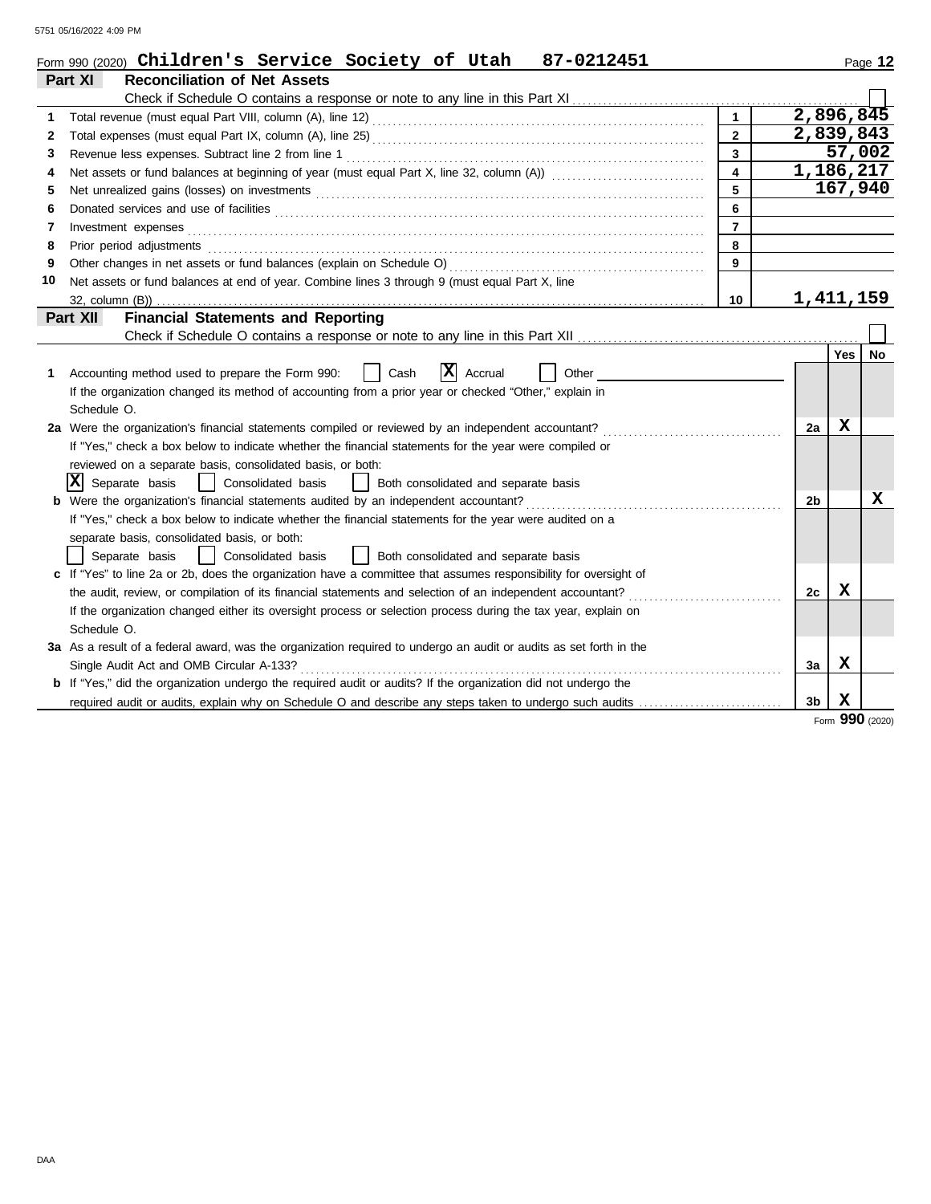Form 990 (2020) **Children's Service Society of Utah 87-0212451** Page **12**

## Part XI Reconciliation of Net Assets

Check if Schedule O contains a response or note to any line in this Part XI ☐

| | | | |
|---|---|---|---|
| 1 | Total revenue (must equal Part VIII, column (A), line 12) | 1 | 2,896,845 |
| 2 | Total expenses (must equal Part IX, column (A), line 25) | 2 | 2,839,843 |
| 3 | Revenue less expenses. Subtract line 2 from line 1 | 3 | 57,002 |
| 4 | Net assets or fund balances at beginning of year (must equal Part X, line 32, column (A)) | 4 | 1,186,217 |
| 5 | Net unrealized gains (losses) on investments | 5 | 167,940 |
| 6 | Donated services and use of facilities | 6 | |
| 7 | Investment expenses | 7 | |
| 8 | Prior period adjustments | 8 | |
| 9 | Other changes in net assets or fund balances (explain on Schedule O) | 9 | |
| 10 | Net assets or fund balances at end of year. Combine lines 3 through 9 (must equal Part X, line 32, column (B)) | 10 | 1,411,159 |

## Part XII Financial Statements and Reporting

Check if Schedule O contains a response or note to any line in this Part XII ☐

| | | | Yes | No |
|---|---|---|---|---|
| 1 | Accounting method used to prepare the Form 990: ☐ Cash ☒ Accrual ☐ Other<br>If the organization changed its method of accounting from a prior year or checked "Other," explain in Schedule O. | | | |
| 2a | Were the organization's financial statements compiled or reviewed by an independent accountant?<br>If "Yes," check a box below to indicate whether the financial statements for the year were compiled or reviewed on a separate basis, consolidated basis, or both:<br>☒ Separate basis ☐ Consolidated basis ☐ Both consolidated and separate basis | 2a | X | |
| b | Were the organization's financial statements audited by an independent accountant?<br>If "Yes," check a box below to indicate whether the financial statements for the year were audited on a separate basis, consolidated basis, or both:<br>☐ Separate basis ☐ Consolidated basis ☐ Both consolidated and separate basis | 2b | | X |
| c | If "Yes" to line 2a or 2b, does the organization have a committee that assumes responsibility for oversight of the audit, review, or compilation of its financial statements and selection of an independent accountant?<br>If the organization changed either its oversight process or selection process during the tax year, explain on Schedule O. | 2c | X | |
| 3a | As a result of a federal award, was the organization required to undergo an audit or audits as set forth in the Single Audit Act and OMB Circular A-133? | 3a | X | |
| b | If "Yes," did the organization undergo the required audit or audits? If the organization did not undergo the required audit or audits, explain why on Schedule O and describe any steps taken to undergo such audits | 3b | X | |

Form **990** (2020)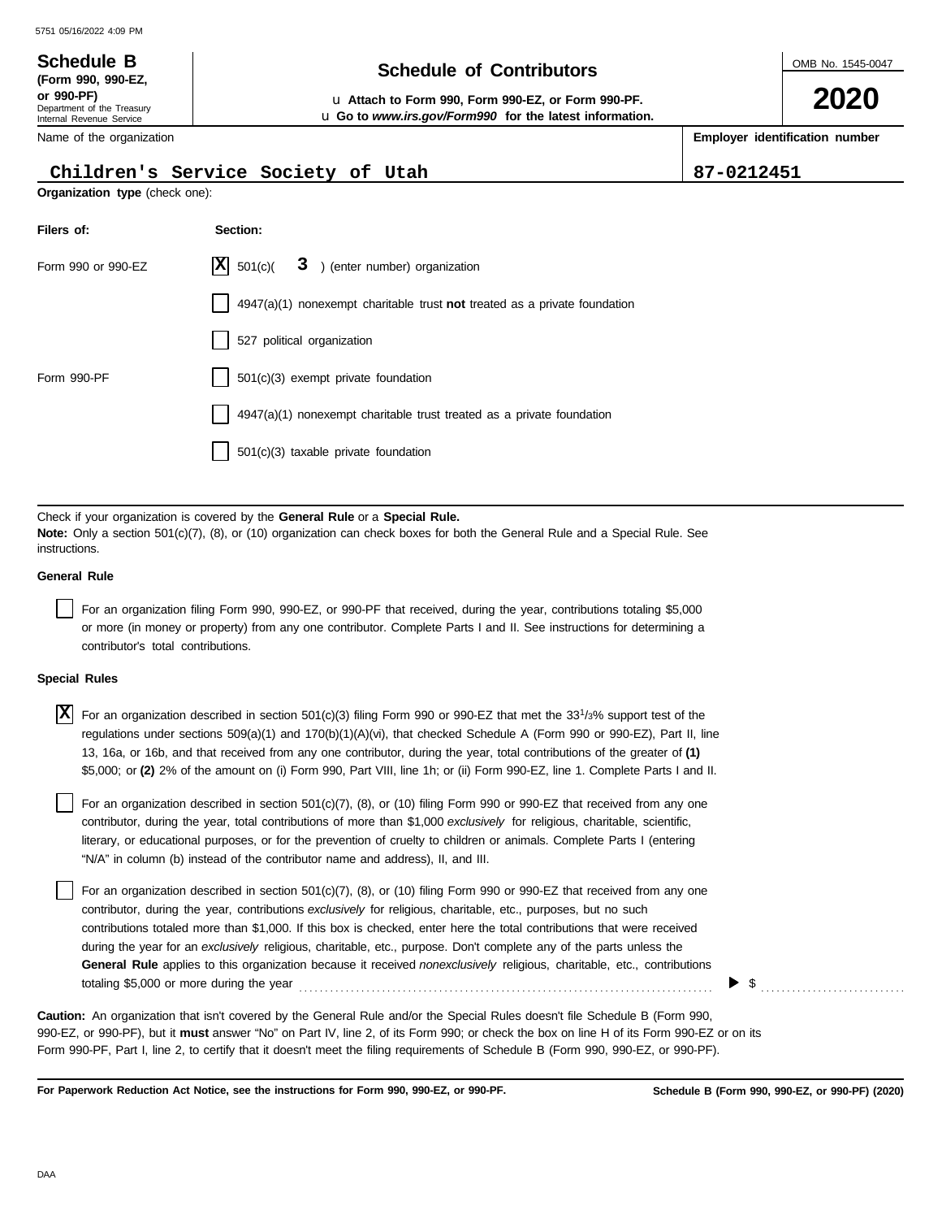# Schedule B

**(Form 990, 990-EZ, or 990-PF)**

Department of the Treasury
Internal Revenue Service

## Schedule of Contributors

u **Attach to Form 990, Form 990-EZ, or Form 990-PF.**
u **Go to *www.irs.gov/Form990* for the latest information.**

OMB No. 1545-0047

**2020**

| Name of the organization | Employer identification number |
|---|---|
| Children's Service Society of Utah | 87-0212451 |

**Organization type** (check one):

| Filers of: | Section: |
|---|---|
| Form 990 or 990-EZ | [X] 501(c)( 3 ) (enter number) organization |
| | [ ] 4947(a)(1) nonexempt charitable trust **not** treated as a private foundation |
| | [ ] 527 political organization |
| Form 990-PF | [ ] 501(c)(3) exempt private foundation |
| | [ ] 4947(a)(1) nonexempt charitable trust treated as a private foundation |
| | [ ] 501(c)(3) taxable private foundation |

Check if your organization is covered by the **General Rule** or a **Special Rule.**

**Note:** Only a section 501(c)(7), (8), or (10) organization can check boxes for both the General Rule and a Special Rule. See instructions.

### General Rule

[ ] For an organization filing Form 990, 990-EZ, or 990-PF that received, during the year, contributions totaling $5,000 or more (in money or property) from any one contributor. Complete Parts I and II. See instructions for determining a contributor's total contributions.

### Special Rules

[X] For an organization described in section 501(c)(3) filing Form 990 or 990-EZ that met the $33\frac{1}{3}$% support test of the regulations under sections 509(a)(1) and 170(b)(1)(A)(vi), that checked Schedule A (Form 990 or 990-EZ), Part II, line 13, 16a, or 16b, and that received from any one contributor, during the year, total contributions of the greater of **(1)** $5,000; or **(2)** 2% of the amount on (i) Form 990, Part VIII, line 1h; or (ii) Form 990-EZ, line 1. Complete Parts I and II.

[ ] For an organization described in section 501(c)(7), (8), or (10) filing Form 990 or 990-EZ that received from any one contributor, during the year, total contributions of more than $1,000 *exclusively* for religious, charitable, scientific, literary, or educational purposes, or for the prevention of cruelty to children or animals. Complete Parts I (entering "N/A" in column (b) instead of the contributor name and address), II, and III.

[ ] For an organization described in section 501(c)(7), (8), or (10) filing Form 990 or 990-EZ that received from any one contributor, during the year, contributions *exclusively* for religious, charitable, etc., purposes, but no such contributions totaled more than $1,000. If this box is checked, enter here the total contributions that were received during the year for an *exclusively* religious, charitable, etc., purpose. Don't complete any of the parts unless the **General Rule** applies to this organization because it received *nonexclusively* religious, charitable, etc., contributions totaling $5,000 or more during the year . . . . . . . . ▶ $ . . . . . . . . .

**Caution:** An organization that isn't covered by the General Rule and/or the Special Rules doesn't file Schedule B (Form 990, 990-EZ, or 990-PF), but it **must** answer "No" on Part IV, line 2, of its Form 990; or check the box on line H of its Form 990-EZ or on its Form 990-PF, Part I, line 2, to certify that it doesn't meet the filing requirements of Schedule B (Form 990, 990-EZ, or 990-PF).

**For Paperwork Reduction Act Notice, see the instructions for Form 990, 990-EZ, or 990-PF.**

**Schedule B (Form 990, 990-EZ, or 990-PF) (2020)**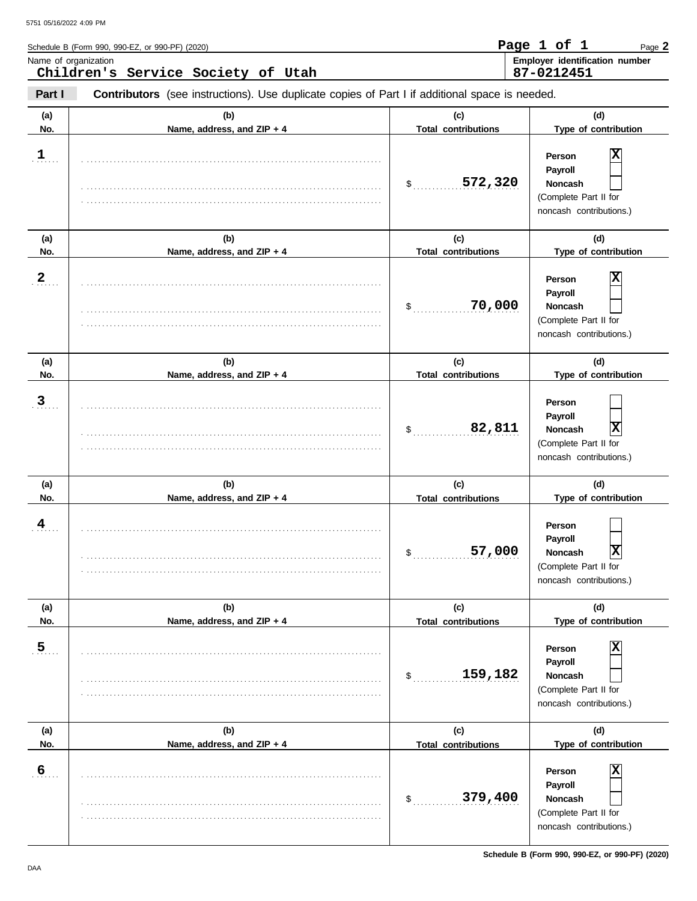Schedule B (Form 990, 990-EZ, or 990-PF) (2020)

Page **2**

Page 1 of 1

Name of organization: **Children's Service Society of Utah**

Employer identification number: **87-0212451**

**Part I** **Contributors** (see instructions). Use duplicate copies of Part I if additional space is needed.

| (a) No. | (b) Name, address, and ZIP + 4 | (c) Total contributions | (d) Type of contribution |
|---|---|---|---|
| 1 | | $ 572,320 | Person [X] Payroll [ ] Noncash [ ] (Complete Part II for noncash contributions.) |
| 2 | | $ 70,000 | Person [X] Payroll [ ] Noncash [ ] (Complete Part II for noncash contributions.) |
| 3 | | $ 82,811 | Person [ ] Payroll [ ] Noncash [X] (Complete Part II for noncash contributions.) |
| 4 | | $ 57,000 | Person [ ] Payroll [ ] Noncash [X] (Complete Part II for noncash contributions.) |
| 5 | | $ 159,182 | Person [X] Payroll [ ] Noncash [ ] (Complete Part II for noncash contributions.) |
| 6 | | $ 379,400 | Person [X] Payroll [ ] Noncash [ ] (Complete Part II for noncash contributions.) |

Schedule B (Form 990, 990-EZ, or 990-PF) (2020)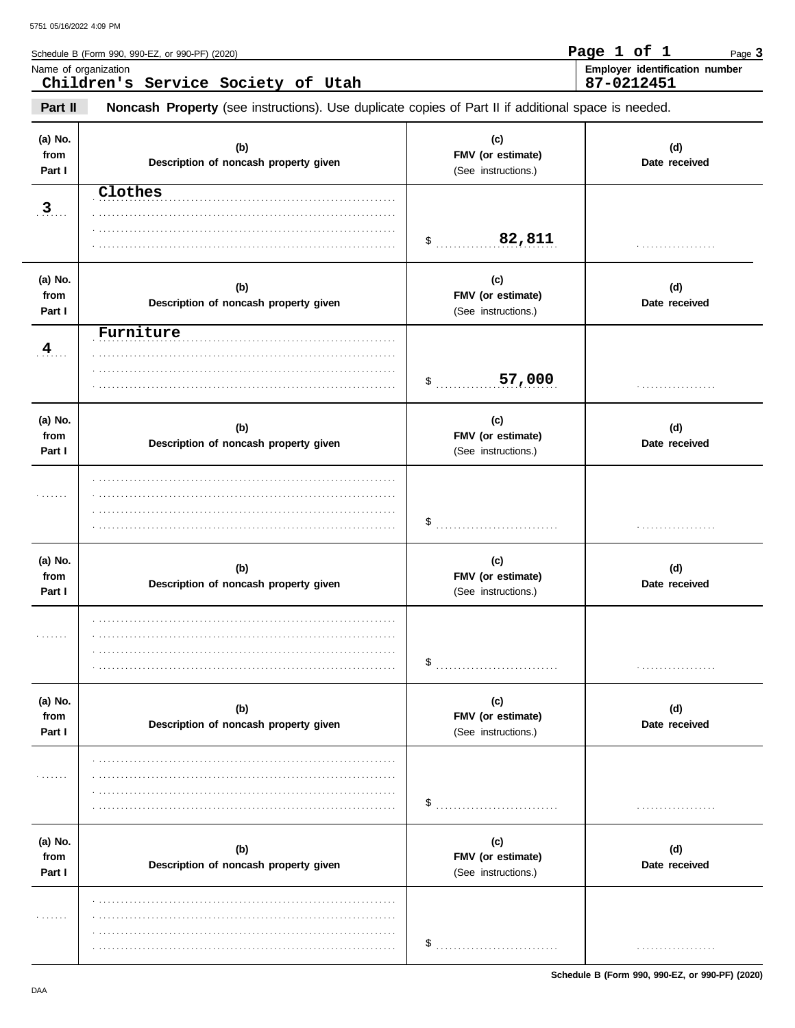5751 05/16/2022 4:09 PM

Schedule B (Form 990, 990-EZ, or 990-PF) (2020) **Page 1 of 1** Page **3**

Name of organization: **Children's Service Society of Utah**

Employer identification number: **87-0212451**

**Part II** **Noncash Property** (see instructions). Use duplicate copies of Part II if additional space is needed.

| (a) No. from Part I | (b) Description of noncash property given | (c) FMV (or estimate) (See instructions.) | (d) Date received |
|---|---|---|---|
| 3 | Clothes | $ 82,811 | |
| 4 | Furniture | $ 57,000 | |
| | | $ | |
| | | $ | |
| | | $ | |
| | | $ | |

Schedule B (Form 990, 990-EZ, or 990-PF) (2020)

DAA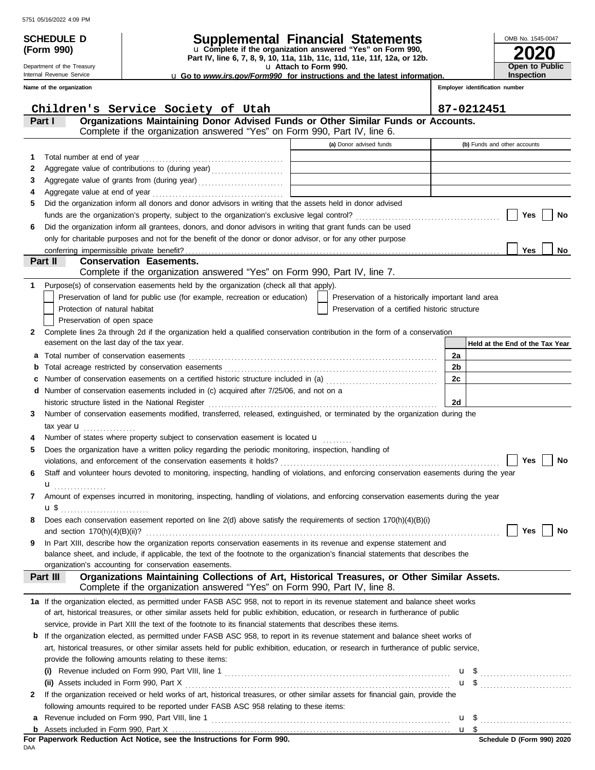5751 05/16/2022 4:09 PM

**SCHEDULE D (Form 990)**

Department of the Treasury
Internal Revenue Service

# Supplemental Financial Statements

u Complete if the organization answered "Yes" on Form 990, Part IV, line 6, 7, 8, 9, 10, 11a, 11b, 11c, 11d, 11e, 11f, 12a, or 12b.
u Attach to Form 990.
u Go to *www.irs.gov/Form990* for instructions and the latest information.

OMB No. 1545-0047

**2020**

**Open to Public Inspection**

**Name of the organization:** Children's Service Society of Utah

**Employer identification number:** 87-0212451

## Part I — Organizations Maintaining Donor Advised Funds or Other Similar Funds or Accounts.

Complete if the organization answered "Yes" on Form 990, Part IV, line 6.

| | | (a) Donor advised funds | (b) Funds and other accounts |
|---|---|---|---|
| 1 | Total number at end of year | | |
| 2 | Aggregate value of contributions to (during year) | | |
| 3 | Aggregate value of grants from (during year) | | |
| 4 | Aggregate value at end of year | | |

5 Did the organization inform all donors and donor advisors in writing that the assets held in donor advised funds are the organization's property, subject to the organization's exclusive legal control? ☐ Yes ☐ No

6 Did the organization inform all grantees, donors, and donor advisors in writing that grant funds can be used only for charitable purposes and not for the benefit of the donor or donor advisor, or for any other purpose conferring impermissible private benefit? ☐ Yes ☐ No

## Part II — Conservation Easements.

Complete if the organization answered "Yes" on Form 990, Part IV, line 7.

1 Purpose(s) of conservation easements held by the organization (check all that apply).

- ☐ Preservation of land for public use (for example, recreation or education)
- ☐ Preservation of a historically important land area
- ☐ Protection of natural habitat
- ☐ Preservation of a certified historic structure
- ☐ Preservation of open space

2 Complete lines 2a through 2d if the organization held a qualified conservation contribution in the form of a conservation easement on the last day of the tax year.

| | | | Held at the End of the Tax Year |
|---|---|---|---|
| a | Total number of conservation easements | 2a | |
| b | Total acreage restricted by conservation easements | 2b | |
| c | Number of conservation easements on a certified historic structure included in (a) | 2c | |
| d | Number of conservation easements included in (c) acquired after 7/25/06, and not on a historic structure listed in the National Register | 2d | |

3 Number of conservation easements modified, transferred, released, extinguished, or terminated by the organization during the tax year u

4 Number of states where property subject to conservation easement is located u

5 Does the organization have a written policy regarding the periodic monitoring, inspection, handling of violations, and enforcement of the conservation easements it holds? ☐ Yes ☐ No

6 Staff and volunteer hours devoted to monitoring, inspecting, handling of violations, and enforcing conservation easements during the year u

7 Amount of expenses incurred in monitoring, inspecting, handling of violations, and enforcing conservation easements during the year u $

8 Does each conservation easement reported on line 2(d) above satisfy the requirements of section 170(h)(4)(B)(i) and section 170(h)(4)(B)(ii)? ☐ Yes ☐ No

9 In Part XIII, describe how the organization reports conservation easements in its revenue and expense statement and balance sheet, and include, if applicable, the text of the footnote to the organization's financial statements that describes the organization's accounting for conservation easements.

## Part III — Organizations Maintaining Collections of Art, Historical Treasures, or Other Similar Assets.

Complete if the organization answered "Yes" on Form 990, Part IV, line 8.

**1a** If the organization elected, as permitted under FASB ASC 958, not to report in its revenue statement and balance sheet works of art, historical treasures, or other similar assets held for public exhibition, education, or research in furtherance of public service, provide in Part XIII the text of the footnote to its financial statements that describes these items.

**b** If the organization elected, as permitted under FASB ASC 958, to report in its revenue statement and balance sheet works of art, historical treasures, or other similar assets held for public exhibition, education, or research in furtherance of public service, provide the following amounts relating to these items:

**(i)** Revenue included on Form 990, Part VIII, line 1 u $

**(ii)** Assets included in Form 990, Part X u $

**2** If the organization received or held works of art, historical treasures, or other similar assets for financial gain, provide the following amounts required to be reported under FASB ASC 958 relating to these items:

**a** Revenue included on Form 990, Part VIII, line 1 u $

**b** Assets included in Form 990, Part X u $

**For Paperwork Reduction Act Notice, see the Instructions for Form 990.**

DAA

**Schedule D (Form 990) 2020**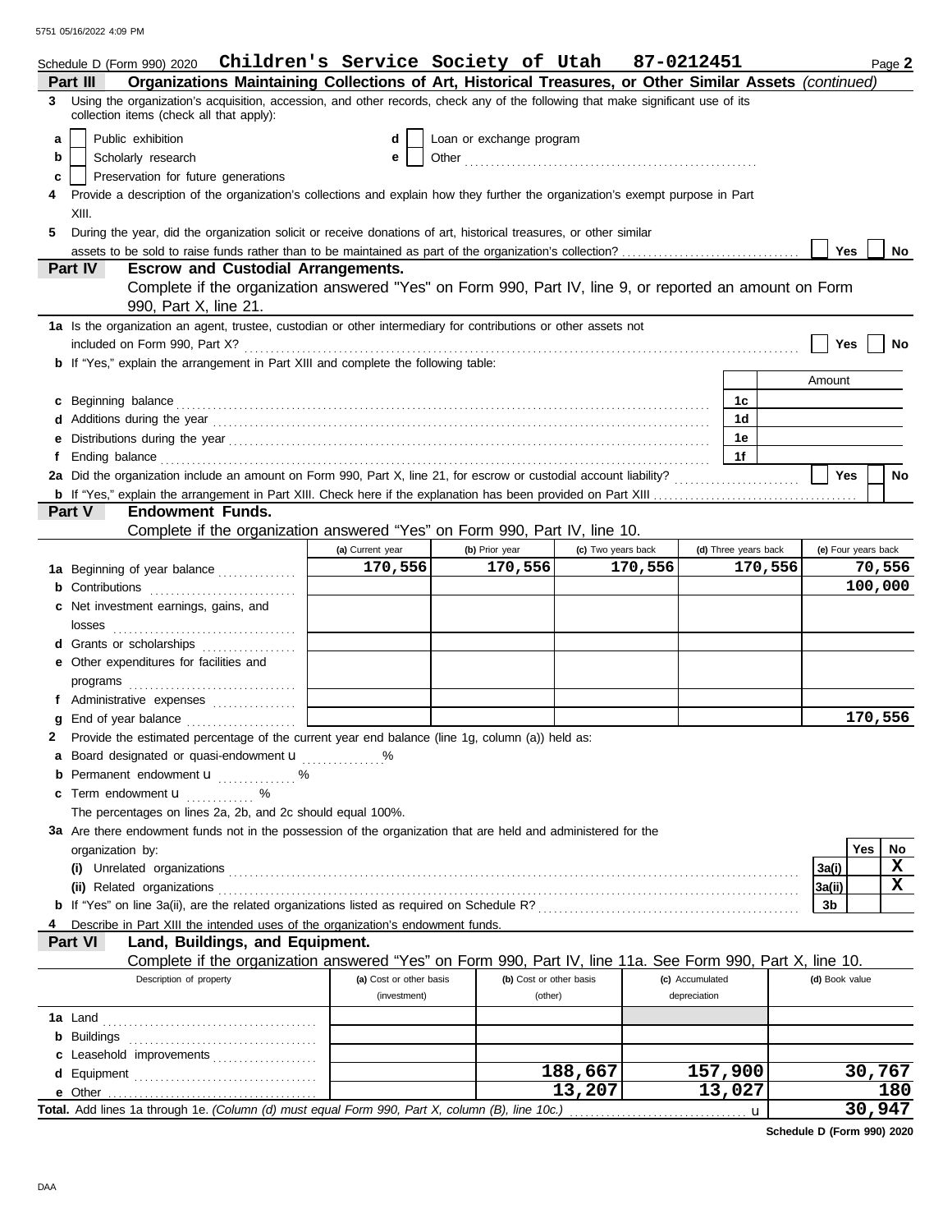Schedule D (Form 990) 2020 **Children's Service Society of Utah 87-0212451** Page **2**

**Part III — Organizations Maintaining Collections of Art, Historical Treasures, or Other Similar Assets** *(continued)*

**3** Using the organization's acquisition, accession, and other records, check any of the following that make significant use of its collection items (check all that apply):

- **a** ☐ Public exhibition
- **b** ☐ Scholarly research
- **c** ☐ Preservation for future generations
- **d** ☐ Loan or exchange program
- **e** ☐ Other ..........

**4** Provide a description of the organization's collections and explain how they further the organization's exempt purpose in Part XIII.

**5** During the year, did the organization solicit or receive donations of art, historical treasures, or other similar assets to be sold to raise funds rather than to be maintained as part of the organization's collection? ☐ Yes ☐ No

**Part IV — Escrow and Custodial Arrangements.**

Complete if the organization answered "Yes" on Form 990, Part IV, line 9, or reported an amount on Form 990, Part X, line 21.

**1a** Is the organization an agent, trustee, custodian or other intermediary for contributions or other assets not included on Form 990, Part X? ☐ Yes ☐ No

**b** If "Yes," explain the arrangement in Part XIII and complete the following table:

| | | Amount |
|---|---|---|
| **c** Beginning balance | 1c | |
| **d** Additions during the year | 1d | |
| **e** Distributions during the year | 1e | |
| **f** Ending balance | 1f | |

**2a** Did the organization include an amount on Form 990, Part X, line 21, for escrow or custodial account liability? ☐ Yes ☐ No

**b** If "Yes," explain the arrangement in Part XIII. Check here if the explanation has been provided on Part XIII ☐

**Part V — Endowment Funds.**

Complete if the organization answered "Yes" on Form 990, Part IV, line 10.

| | (a) Current year | (b) Prior year | (c) Two years back | (d) Three years back | (e) Four years back |
|---|---|---|---|---|---|
| **1a** Beginning of year balance | 170,556 | 170,556 | 170,556 | 170,556 | 70,556 |
| **b** Contributions | | | | | 100,000 |
| **c** Net investment earnings, gains, and losses | | | | | |
| **d** Grants or scholarships | | | | | |
| **e** Other expenditures for facilities and programs | | | | | |
| **f** Administrative expenses | | | | | |
| **g** End of year balance | | | | | 170,556 |

**2** Provide the estimated percentage of the current year end balance (line 1g, column (a)) held as:

- **a** Board designated or quasi-endowment ▶ ..........%
- **b** Permanent endowment ▶ ..........%
- **c** Term endowment ▶ ..........%

The percentages on lines 2a, 2b, and 2c should equal 100%.

**3a** Are there endowment funds not in the possession of the organization that are held and administered for the organization by:

| | | Yes | No |
|---|---|---|---|
| **(i)** Unrelated organizations | 3a(i) | | X |
| **(ii)** Related organizations | 3a(ii) | | X |
| **b** If "Yes" on line 3a(ii), are the related organizations listed as required on Schedule R? | 3b | | |

**4** Describe in Part XIII the intended uses of the organization's endowment funds.

**Part VI — Land, Buildings, and Equipment.**

Complete if the organization answered "Yes" on Form 990, Part IV, line 11a. See Form 990, Part X, line 10.

| Description of property | (a) Cost or other basis (investment) | (b) Cost or other basis (other) | (c) Accumulated depreciation | (d) Book value |
|---|---|---|---|---|
| **1a** Land | | | | |
| **b** Buildings | | | | |
| **c** Leasehold improvements | | | | |
| **d** Equipment | | 188,667 | 157,900 | 30,767 |
| **e** Other | | 13,207 | 13,027 | 180 |
| **Total.** Add lines 1a through 1e. *(Column (d) must equal Form 990, Part X, column (B), line 10c.)* ▶ | | | | 30,947 |

**Schedule D (Form 990) 2020**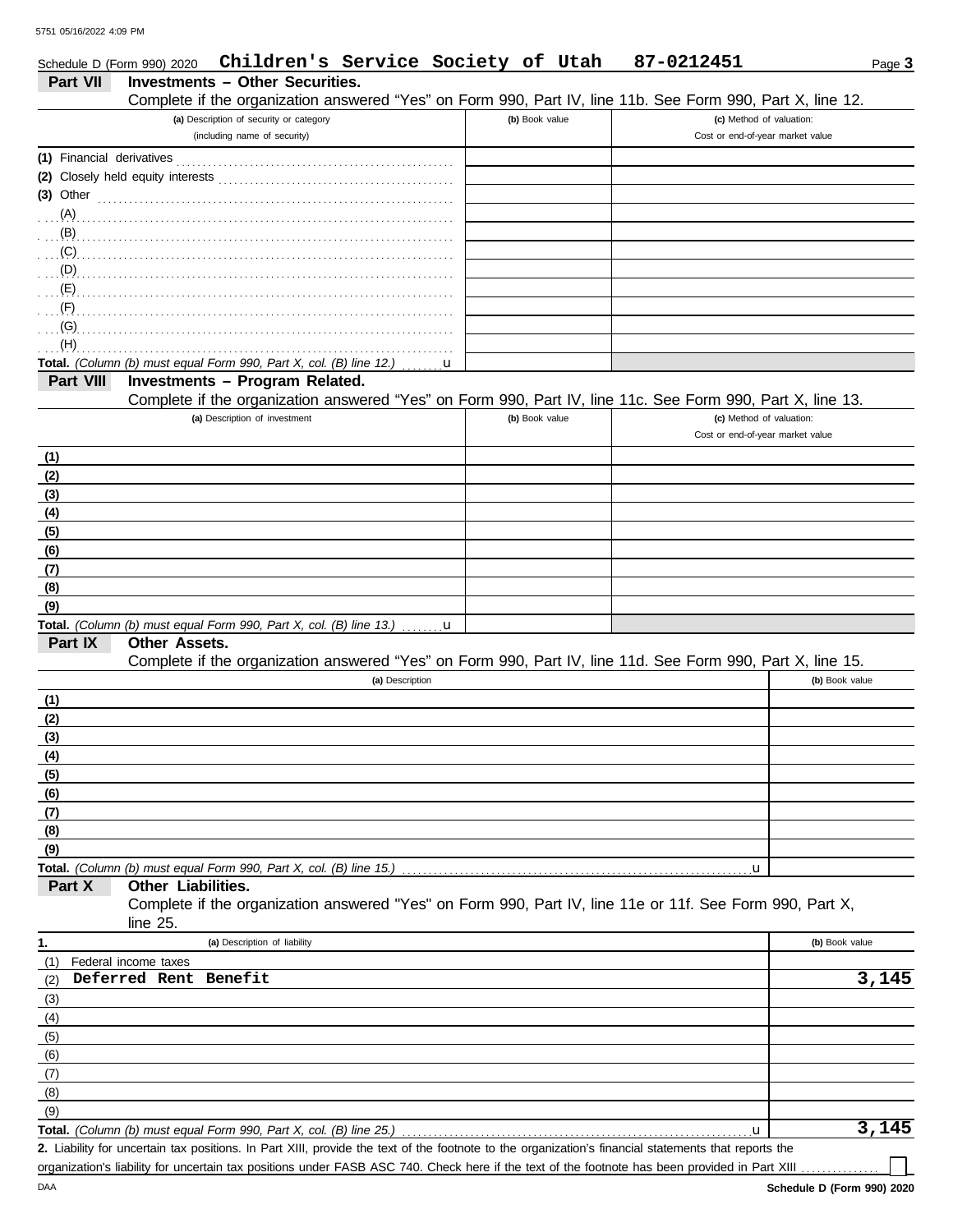Schedule D (Form 990) 2020 **Children's Service Society of Utah 87-0212451** Page **3**

## Part VII Investments – Other Securities.

Complete if the organization answered "Yes" on Form 990, Part IV, line 11b. See Form 990, Part X, line 12.

| (a) Description of security or category (including name of security) | (b) Book value | (c) Method of valuation: Cost or end-of-year market value |
|---|---|---|
| (1) Financial derivatives | | |
| (2) Closely held equity interests | | |
| (3) Other | | |
| (A) | | |
| (B) | | |
| (C) | | |
| (D) | | |
| (E) | | |
| (F) | | |
| (G) | | |
| (H) | | |
| **Total.** *(Column (b) must equal Form 990, Part X, col. (B) line 12.)* u | | |

## Part VIII Investments – Program Related.

Complete if the organization answered "Yes" on Form 990, Part IV, line 11c. See Form 990, Part X, line 13.

| (a) Description of investment | (b) Book value | (c) Method of valuation: Cost or end-of-year market value |
|---|---|---|
| (1) | | |
| (2) | | |
| (3) | | |
| (4) | | |
| (5) | | |
| (6) | | |
| (7) | | |
| (8) | | |
| (9) | | |
| **Total.** *(Column (b) must equal Form 990, Part X, col. (B) line 13.)* u | | |

## Part IX Other Assets.

Complete if the organization answered "Yes" on Form 990, Part IV, line 11d. See Form 990, Part X, line 15.

| (a) Description | (b) Book value |
|---|---|
| (1) | |
| (2) | |
| (3) | |
| (4) | |
| (5) | |
| (6) | |
| (7) | |
| (8) | |
| (9) | |
| **Total.** *(Column (b) must equal Form 990, Part X, col. (B) line 15.)* u | |

## Part X Other Liabilities.

Complete if the organization answered "Yes" on Form 990, Part IV, line 11e or 11f. See Form 990, Part X, line 25.

| 1. (a) Description of liability | (b) Book value |
|---|---|
| (1) Federal income taxes | |
| (2) **Deferred Rent Benefit** | **3,145** |
| (3) | |
| (4) | |
| (5) | |
| (6) | |
| (7) | |
| (8) | |
| (9) | |
| **Total.** *(Column (b) must equal Form 990, Part X, col. (B) line 25.)* u | **3,145** |

**2.** Liability for uncertain tax positions. In Part XIII, provide the text of the footnote to the organization's financial statements that reports the organization's liability for uncertain tax positions under FASB ASC 740. Check here if the text of the footnote has been provided in Part XIII ☐

**Schedule D (Form 990) 2020**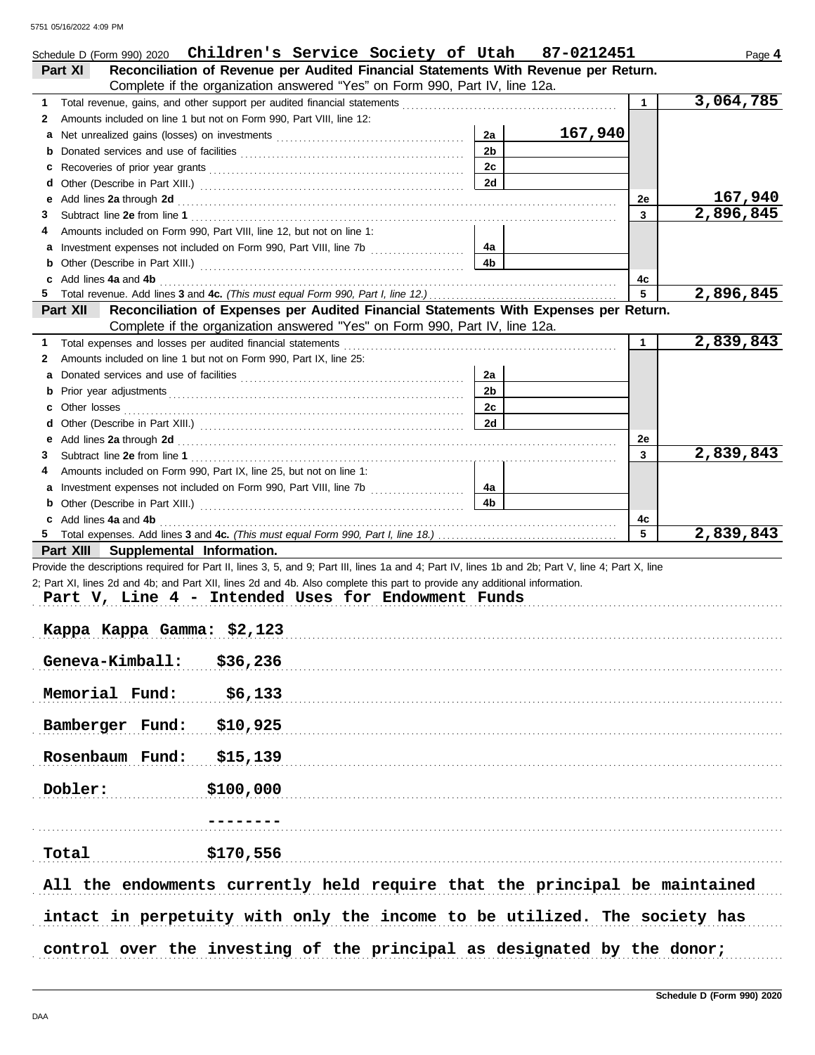Schedule D (Form 990) 2020 **Children's Service Society of Utah 87-0212451**

## Part XI Reconciliation of Revenue per Audited Financial Statements With Revenue per Return.

Complete if the organization answered "Yes" on Form 990, Part IV, line 12a.

| | | | | | |
|---|---|---|---|---|---|
| 1 | Total revenue, gains, and other support per audited financial statements | | | 1 | 3,064,785 |
| 2 | Amounts included on line 1 but not on Form 990, Part VIII, line 12: | | | | |
| a | Net unrealized gains (losses) on investments | 2a | 167,940 | | |
| b | Donated services and use of facilities | 2b | | | |
| c | Recoveries of prior year grants | 2c | | | |
| d | Other (Describe in Part XIII.) | 2d | | | |
| e | Add lines **2a** through **2d** | | | 2e | 167,940 |
| 3 | Subtract line **2e** from line **1** | | | 3 | 2,896,845 |
| 4 | Amounts included on Form 990, Part VIII, line 12, but not on line 1: | | | | |
| a | Investment expenses not included on Form 990, Part VIII, line 7b | 4a | | | |
| b | Other (Describe in Part XIII.) | 4b | | | |
| c | Add lines **4a** and **4b** | | | 4c | |
| 5 | Total revenue. Add lines **3** and **4c.** *(This must equal Form 990, Part I, line 12.)* | | | 5 | 2,896,845 |

## Part XII Reconciliation of Expenses per Audited Financial Statements With Expenses per Return.

Complete if the organization answered "Yes" on Form 990, Part IV, line 12a.

| | | | | | |
|---|---|---|---|---|---|
| 1 | Total expenses and losses per audited financial statements | | | 1 | 2,839,843 |
| 2 | Amounts included on line 1 but not on Form 990, Part IX, line 25: | | | | |
| a | Donated services and use of facilities | 2a | | | |
| b | Prior year adjustments | 2b | | | |
| c | Other losses | 2c | | | |
| d | Other (Describe in Part XIII.) | 2d | | | |
| e | Add lines **2a** through **2d** | | | 2e | |
| 3 | Subtract line **2e** from line **1** | | | 3 | 2,839,843 |
| 4 | Amounts included on Form 990, Part IX, line 25, but not on line 1: | | | | |
| a | Investment expenses not included on Form 990, Part VIII, line 7b | 4a | | | |
| b | Other (Describe in Part XIII.) | 4b | | | |
| c | Add lines **4a** and **4b** | | | 4c | |
| 5 | Total expenses. Add lines **3** and **4c.** *(This must equal Form 990, Part I, line 18.)* | | | 5 | 2,839,843 |

## Part XIII Supplemental Information.

Provide the descriptions required for Part II, lines 3, 5, and 9; Part III, lines 1a and 4; Part IV, lines 1b and 2b; Part V, line 4; Part X, line 2; Part XI, lines 2d and 4b; and Part XII, lines 2d and 4b. Also complete this part to provide any additional information.

**Part V, Line 4 - Intended Uses for Endowment Funds**

Kappa Kappa Gamma: $2,123

Geneva-Kimball: $36,236

Memorial Fund: $6,133

Bamberger Fund: $10,925

Rosenbaum Fund: $15,139

Dobler: $100,000

--------

Total $170,556

All the endowments currently held require that the principal be maintained intact in perpetuity with only the income to be utilized. The society has control over the investing of the principal as designated by the donor;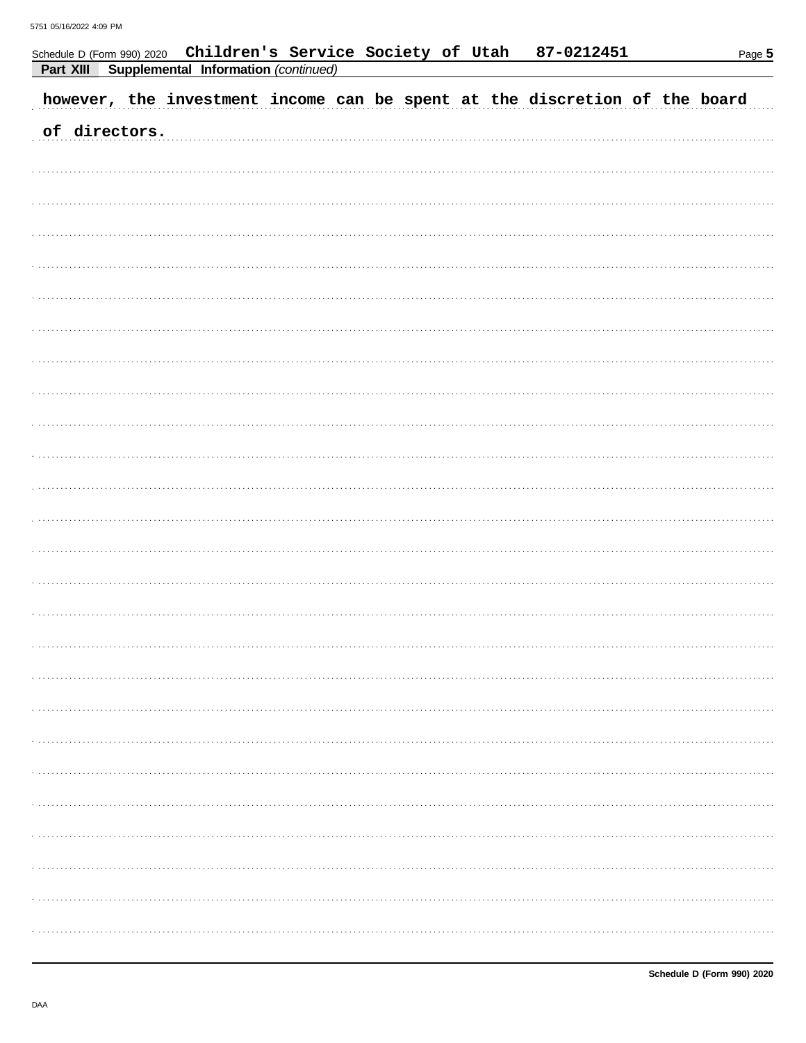**Part XIII** **Supplemental Information** *(continued)*

however, the investment income can be spent at the discretion of the board of directors.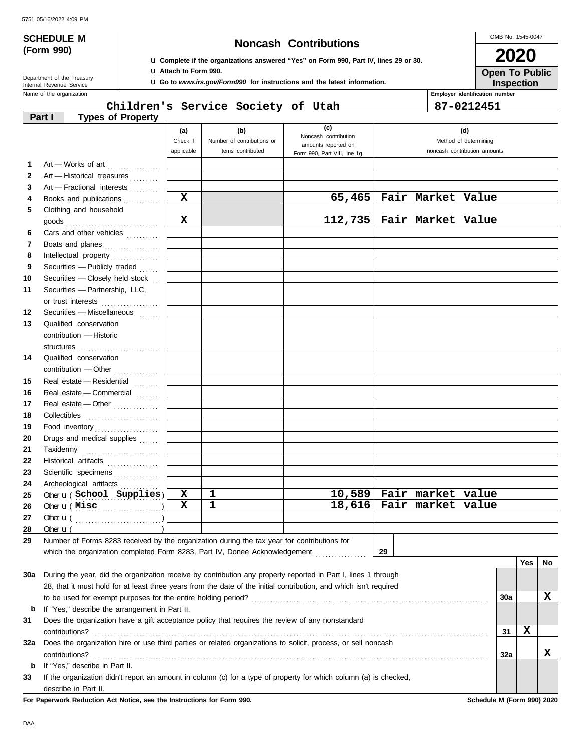**SCHEDULE M (Form 990)**

Department of the Treasury
Internal Revenue Service

# Noncash Contributions

u Complete if the organizations answered "Yes" on Form 990, Part IV, lines 29 or 30.
u Attach to Form 990.
u Go to *www.irs.gov/Form990* for instructions and the latest information.

OMB No. 1545-0047

**2020**

**Open To Public Inspection**

Name of the organization: **Children's Service Society of Utah**

Employer identification number: **87-0212451**

## Part I Types of Property

| | | (a) Check if applicable | (b) Number of contributions or items contributed | (c) Noncash contribution amounts reported on Form 990, Part VIII, line 1g | (d) Method of determining noncash contribution amounts |
|---|---|---|---|---|---|
| 1 | Art — Works of art | | | | |
| 2 | Art — Historical treasures | | | | |
| 3 | Art — Fractional interests | | | | |
| 4 | Books and publications | X | | 65,465 | Fair Market Value |
| 5 | Clothing and household goods | X | | 112,735 | Fair Market Value |
| 6 | Cars and other vehicles | | | | |
| 7 | Boats and planes | | | | |
| 8 | Intellectual property | | | | |
| 9 | Securities — Publicly traded | | | | |
| 10 | Securities — Closely held stock | | | | |
| 11 | Securities — Partnership, LLC, or trust interests | | | | |
| 12 | Securities — Miscellaneous | | | | |
| 13 | Qualified conservation contribution — Historic structures | | | | |
| 14 | Qualified conservation contribution — Other | | | | |
| 15 | Real estate — Residential | | | | |
| 16 | Real estate — Commercial | | | | |
| 17 | Real estate — Other | | | | |
| 18 | Collectibles | | | | |
| 19 | Food inventory | | | | |
| 20 | Drugs and medical supplies | | | | |
| 21 | Taxidermy | | | | |
| 22 | Historical artifacts | | | | |
| 23 | Scientific specimens | | | | |
| 24 | Archeological artifacts | | | | |
| 25 | Other u ( School Supplies ) | X | 1 | 10,589 | Fair market value |
| 26 | Other u ( Misc ) | X | 1 | 18,616 | Fair market value |
| 27 | Other u ( ) | | | | |
| 28 | Other u ( ) | | | | |

29 Number of Forms 8283 received by the organization during the tax year for contributions for which the organization completed Form 8283, Part IV, Donee Acknowledgement . . . 29

| | | | Yes | No |
|---|---|---|---|---|
| 30a | During the year, did the organization receive by contribution any property reported in Part I, lines 1 through 28, that it must hold for at least three years from the date of the initial contribution, and which isn't required to be used for exempt purposes for the entire holding period? | 30a | | X |
| b | If "Yes," describe the arrangement in Part II. | | | |
| 31 | Does the organization have a gift acceptance policy that requires the review of any nonstandard contributions? | 31 | X | |
| 32a | Does the organization hire or use third parties or related organizations to solicit, process, or sell noncash contributions? | 32a | | X |
| b | If "Yes," describe in Part II. | | | |
| 33 | If the organization didn't report an amount in column (c) for a type of property for which column (a) is checked, describe in Part II. | | | |

**For Paperwork Reduction Act Notice, see the Instructions for Form 990.** **Schedule M (Form 990) 2020**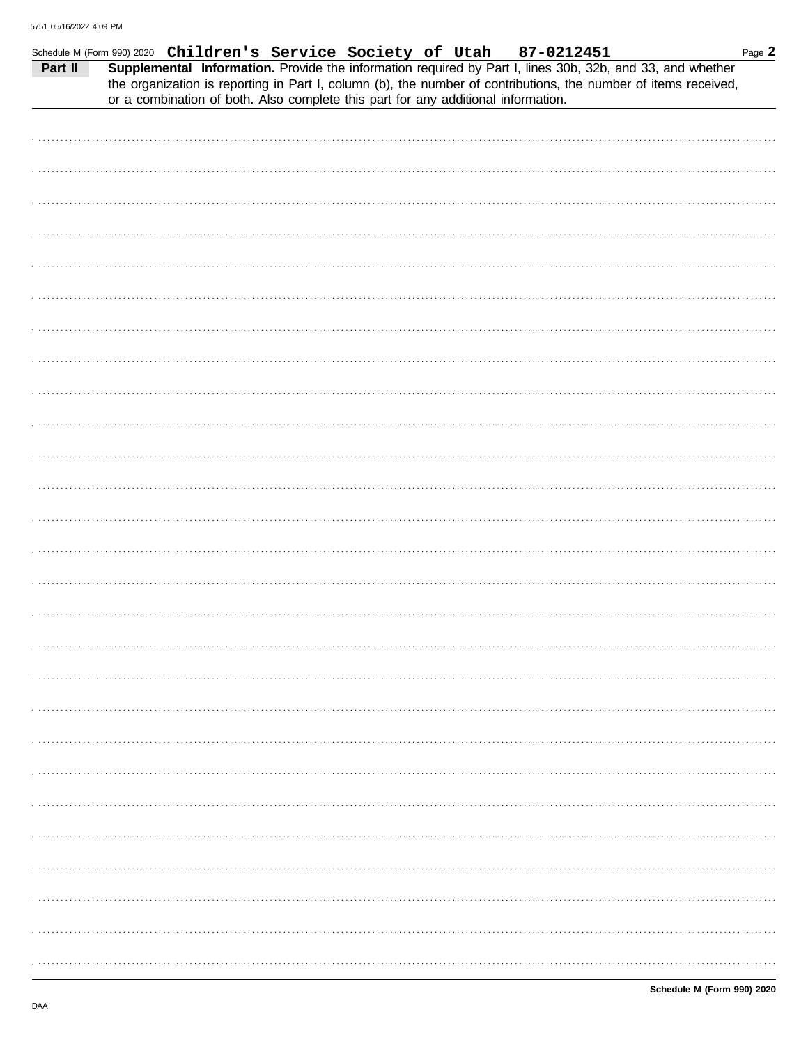Schedule M (Form 990) 2020 **Children's Service Society of Utah 87-0212451** Page **2**

**Part II** **Supplemental Information.** Provide the information required by Part I, lines 30b, 32b, and 33, and whether the organization is reporting in Part I, column (b), the number of contributions, the number of items received, or a combination of both. Also complete this part for any additional information.

**Schedule M (Form 990) 2020**

DAA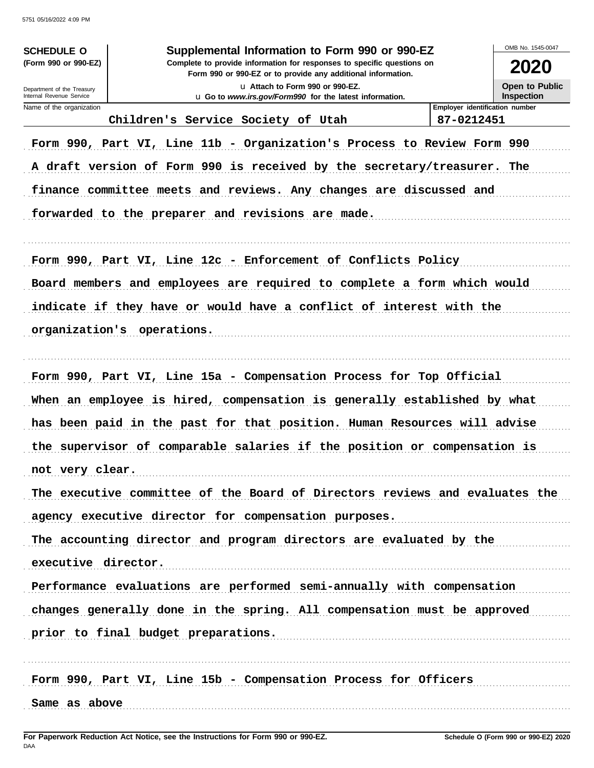**SCHEDULE O**
**(Form 990 or 990-EZ)**

Department of the Treasury
Internal Revenue Service

# Supplemental Information to Form 990 or 990-EZ

**Complete to provide information for responses to specific questions on Form 990 or 990-EZ or to provide any additional information.**

u Attach to Form 990 or 990-EZ.

u Go to *www.irs.gov/Form990* for the latest information.

OMB No. 1545-0047

**2020**

**Open to Public Inspection**

| Name of the organization | Employer identification number |
|---|---|
| Children's Service Society of Utah | 87-0212451 |

Form 990, Part VI, Line 11b - Organization's Process to Review Form 990

A draft version of Form 990 is received by the secretary/treasurer. The finance committee meets and reviews. Any changes are discussed and forwarded to the preparer and revisions are made.

Form 990, Part VI, Line 12c - Enforcement of Conflicts Policy

Board members and employees are required to complete a form which would indicate if they have or would have a conflict of interest with the organization's operations.

Form 990, Part VI, Line 15a - Compensation Process for Top Official

When an employee is hired, compensation is generally established by what has been paid in the past for that position. Human Resources will advise the supervisor of comparable salaries if the position or compensation is not very clear.

The executive committee of the Board of Directors reviews and evaluates the agency executive director for compensation purposes.

The accounting director and program directors are evaluated by the executive director.

Performance evaluations are performed semi-annually with compensation changes generally done in the spring. All compensation must be approved prior to final budget preparations.

Form 990, Part VI, Line 15b - Compensation Process for Officers

Same as above

**For Paperwork Reduction Act Notice, see the Instructions for Form 990 or 990-EZ.**
DAA

**Schedule O (Form 990 or 990-EZ) 2020**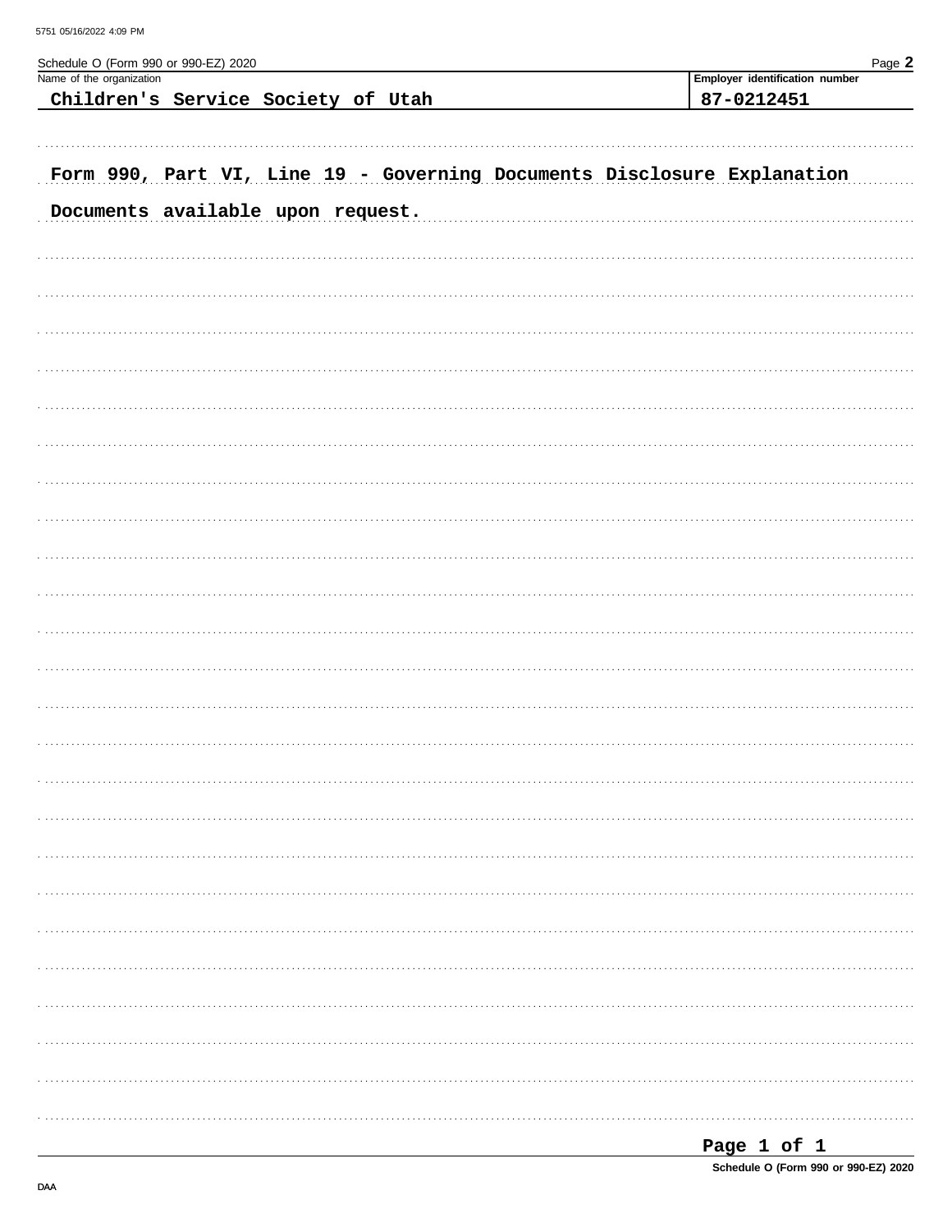Schedule O (Form 990 or 990-EZ) 2020

| Name of the organization | Employer identification number |
|---|---|
| Children's Service Society of Utah | 87-0212451 |

Form 990, Part VI, Line 19 - Governing Documents Disclosure Explanation

Documents available upon request.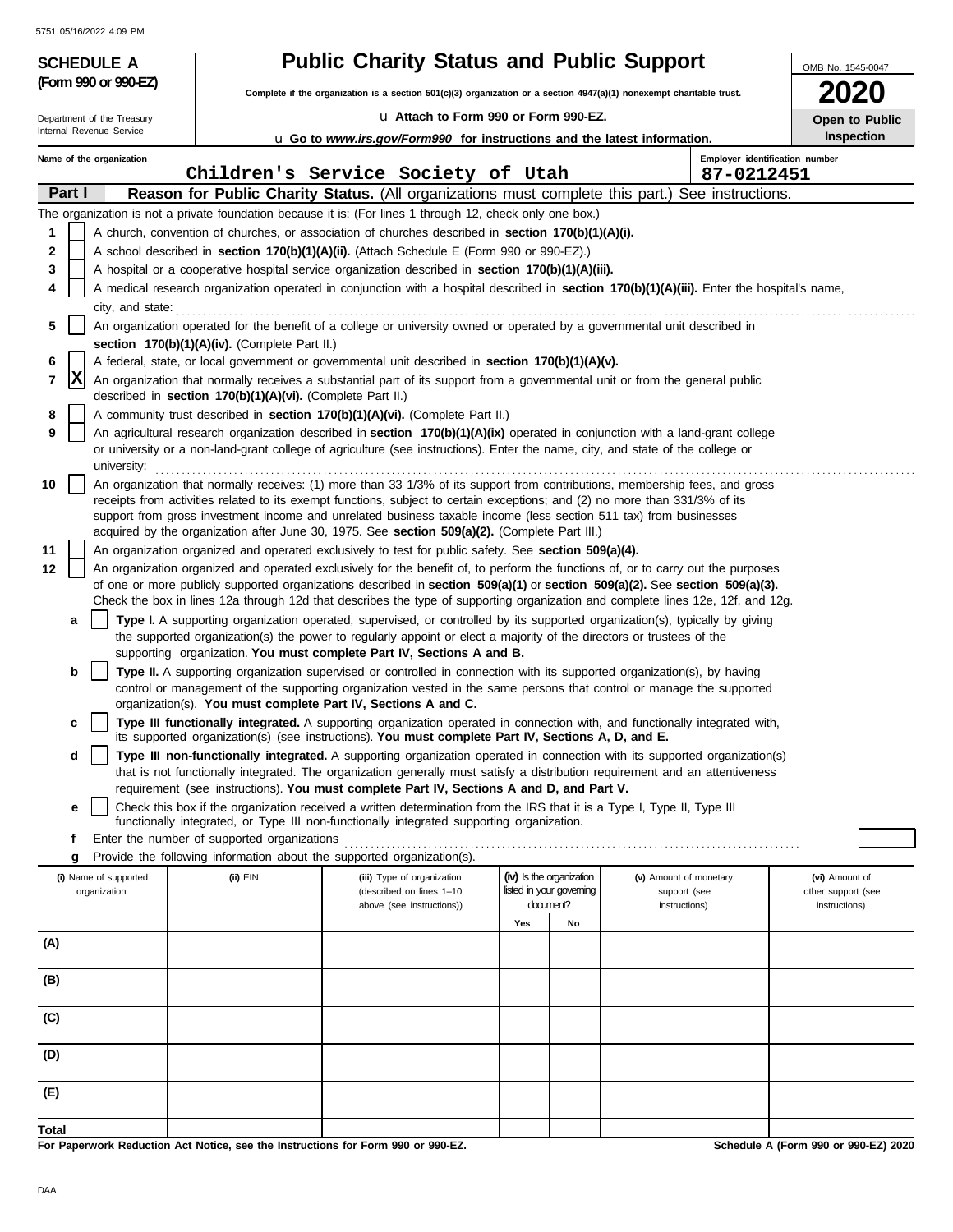5751 05/16/2022 4:09 PM

**SCHEDULE A (Form 990 or 990-EZ)**

Department of the Treasury
Internal Revenue Service

# Public Charity Status and Public Support

**Complete if the organization is a section 501(c)(3) organization or a section 4947(a)(1) nonexempt charitable trust.**

u **Attach to Form 990 or Form 990-EZ.**

u **Go to** ***www.irs.gov/Form990*** **for instructions and the latest information.**

OMB No. 1545-0047

**2020**

**Open to Public Inspection**

**Name of the organization**
Children's Service Society of Utah

**Employer identification number**
87-0212451

**Part I** **Reason for Public Charity Status.** (All organizations must complete this part.) See instructions.

The organization is not a private foundation because it is: (For lines 1 through 12, check only one box.)

1 [ ] A church, convention of churches, or association of churches described in **section 170(b)(1)(A)(i).**

2 [ ] A school described in **section 170(b)(1)(A)(ii).** (Attach Schedule E (Form 990 or 990-EZ).)

3 [ ] A hospital or a cooperative hospital service organization described in **section 170(b)(1)(A)(iii).**

4 [ ] A medical research organization operated in conjunction with a hospital described in **section 170(b)(1)(A)(iii).** Enter the hospital's name, city, and state:

5 [ ] An organization operated for the benefit of a college or university owned or operated by a governmental unit described in **section 170(b)(1)(A)(iv).** (Complete Part II.)

6 [ ] A federal, state, or local government or governmental unit described in **section 170(b)(1)(A)(v).**

7 [X] An organization that normally receives a substantial part of its support from a governmental unit or from the general public described in **section 170(b)(1)(A)(vi).** (Complete Part II.)

8 [ ] A community trust described in **section 170(b)(1)(A)(vi).** (Complete Part II.)

9 [ ] An agricultural research organization described in **section 170(b)(1)(A)(ix)** operated in conjunction with a land-grant college or university or a non-land-grant college of agriculture (see instructions). Enter the name, city, and state of the college or university:

10 [ ] An organization that normally receives: (1) more than 33 1/3% of its support from contributions, membership fees, and gross receipts from activities related to its exempt functions, subject to certain exceptions; and (2) no more than 331/3% of its support from gross investment income and unrelated business taxable income (less section 511 tax) from businesses acquired by the organization after June 30, 1975. See **section 509(a)(2).** (Complete Part III.)

11 [ ] An organization organized and operated exclusively to test for public safety. See **section 509(a)(4).**

12 [ ] An organization organized and operated exclusively for the benefit of, to perform the functions of, or to carry out the purposes of one or more publicly supported organizations described in **section 509(a)(1)** or **section 509(a)(2).** See **section 509(a)(3).** Check the box in lines 12a through 12d that describes the type of supporting organization and complete lines 12e, 12f, and 12g.

**a** [ ] **Type I.** A supporting organization operated, supervised, or controlled by its supported organization(s), typically by giving the supported organization(s) the power to regularly appoint or elect a majority of the directors or trustees of the supporting organization. **You must complete Part IV, Sections A and B.**

**b** [ ] **Type II.** A supporting organization supervised or controlled in connection with its supported organization(s), by having control or management of the supporting organization vested in the same persons that control or manage the supported organization(s). **You must complete Part IV, Sections A and C.**

**c** [ ] **Type III functionally integrated.** A supporting organization operated in connection with, and functionally integrated with, its supported organization(s) (see instructions). **You must complete Part IV, Sections A, D, and E.**

**d** [ ] **Type III non-functionally integrated.** A supporting organization operated in connection with its supported organization(s) that is not functionally integrated. The organization generally must satisfy a distribution requirement and an attentiveness requirement (see instructions). **You must complete Part IV, Sections A and D, and Part V.**

**e** [ ] Check this box if the organization received a written determination from the IRS that it is a Type I, Type II, Type III functionally integrated, or Type III non-functionally integrated supporting organization.

**f** Enter the number of supported organizations

**g** Provide the following information about the supported organization(s).

| (i) Name of supported organization | (ii) EIN | (iii) Type of organization (described on lines 1–10 above (see instructions)) | (iv) Is the organization listed in your governing document? | | (v) Amount of monetary support (see instructions) | (vi) Amount of other support (see instructions) |
|---|---|---|---|---|---|---|
| | | | Yes | No | | |
| (A) | | | | | | |
| (B) | | | | | | |
| (C) | | | | | | |
| (D) | | | | | | |
| (E) | | | | | | |
| Total | | | | | | |

**For Paperwork Reduction Act Notice, see the Instructions for Form 990 or 990-EZ.**

**Schedule A (Form 990 or 990-EZ) 2020**

DAA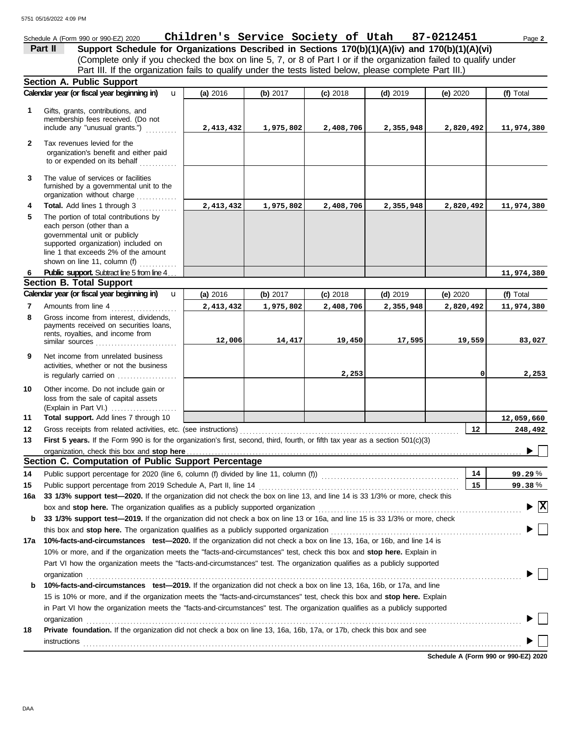Schedule A (Form 990 or 990-EZ) 2020 **Children's Service Society of Utah 87-0212451** Page **2**

## Part II Support Schedule for Organizations Described in Sections 170(b)(1)(A)(iv) and 170(b)(1)(A)(vi)

(Complete only if you checked the box on line 5, 7, or 8 of Part I or if the organization failed to qualify under Part III. If the organization fails to qualify under the tests listed below, please complete Part III.)

### Section A. Public Support

| | Calendar year (or fiscal year beginning in) ▶ | (a) 2016 | (b) 2017 | (c) 2018 | (d) 2019 | (e) 2020 | (f) Total |
|---|---|---|---|---|---|---|---|
| 1 | Gifts, grants, contributions, and membership fees received. (Do not include any "unusual grants.") | 2,413,432 | 1,975,802 | 2,408,706 | 2,355,948 | 2,820,492 | 11,974,380 |
| 2 | Tax revenues levied for the organization's benefit and either paid to or expended on its behalf | | | | | | |
| 3 | The value of services or facilities furnished by a governmental unit to the organization without charge | | | | | | |
| 4 | **Total.** Add lines 1 through 3 | 2,413,432 | 1,975,802 | 2,408,706 | 2,355,948 | 2,820,492 | 11,974,380 |
| 5 | The portion of total contributions by each person (other than a governmental unit or publicly supported organization) included on line 1 that exceeds 2% of the amount shown on line 11, column (f) | | | | | | |
| 6 | **Public support.** Subtract line 5 from line 4 | | | | | | 11,974,380 |

### Section B. Total Support

| | Calendar year (or fiscal year beginning in) ▶ | (a) 2016 | (b) 2017 | (c) 2018 | (d) 2019 | (e) 2020 | (f) Total |
|---|---|---|---|---|---|---|---|
| 7 | Amounts from line 4 | 2,413,432 | 1,975,802 | 2,408,706 | 2,355,948 | 2,820,492 | 11,974,380 |
| 8 | Gross income from interest, dividends, payments received on securities loans, rents, royalties, and income from similar sources | 12,006 | 14,417 | 19,450 | 17,595 | 19,559 | 83,027 |
| 9 | Net income from unrelated business activities, whether or not the business is regularly carried on | | | 2,253 | | 0 | 2,253 |
| 10 | Other income. Do not include gain or loss from the sale of capital assets (Explain in Part VI.) | | | | | | |
| 11 | **Total support.** Add lines 7 through 10 | | | | | | 12,059,660 |

12 Gross receipts from related activities, etc. (see instructions) — **12** — 248,492

13 **First 5 years.** If the Form 990 is for the organization's first, second, third, fourth, or fifth tax year as a section 501(c)(3) organization, check this box and **stop here** ▶ ☐

### Section C. Computation of Public Support Percentage

14 Public support percentage for 2020 (line 6, column (f) divided by line 11, column (f)) — **14** — 99.29 %

15 Public support percentage from 2019 Schedule A, Part II, line 14 — **15** — 99.38 %

**16a 33 1/3% support test—2020.** If the organization did not check the box on line 13, and line 14 is 33 1/3% or more, check this box and **stop here.** The organization qualifies as a publicly supported organization ▶ ☒

**b 33 1/3% support test—2019.** If the organization did not check a box on line 13 or 16a, and line 15 is 33 1/3% or more, check this box and **stop here.** The organization qualifies as a publicly supported organization ▶ ☐

**17a 10%-facts-and-circumstances test—2020.** If the organization did not check a box on line 13, 16a, or 16b, and line 14 is 10% or more, and if the organization meets the "facts-and-circumstances" test, check this box and **stop here.** Explain in Part VI how the organization meets the "facts-and-circumstances" test. The organization qualifies as a publicly supported organization ▶ ☐

**b 10%-facts-and-circumstances test—2019.** If the organization did not check a box on line 13, 16a, 16b, or 17a, and line 15 is 10% or more, and if the organization meets the "facts-and-circumstances" test, check this box and **stop here.** Explain in Part VI how the organization meets the "facts-and-circumstances" test. The organization qualifies as a publicly supported organization ▶ ☐

**18 Private foundation.** If the organization did not check a box on line 13, 16a, 16b, 17a, or 17b, check this box and see instructions ▶ ☐

**Schedule A (Form 990 or 990-EZ) 2020**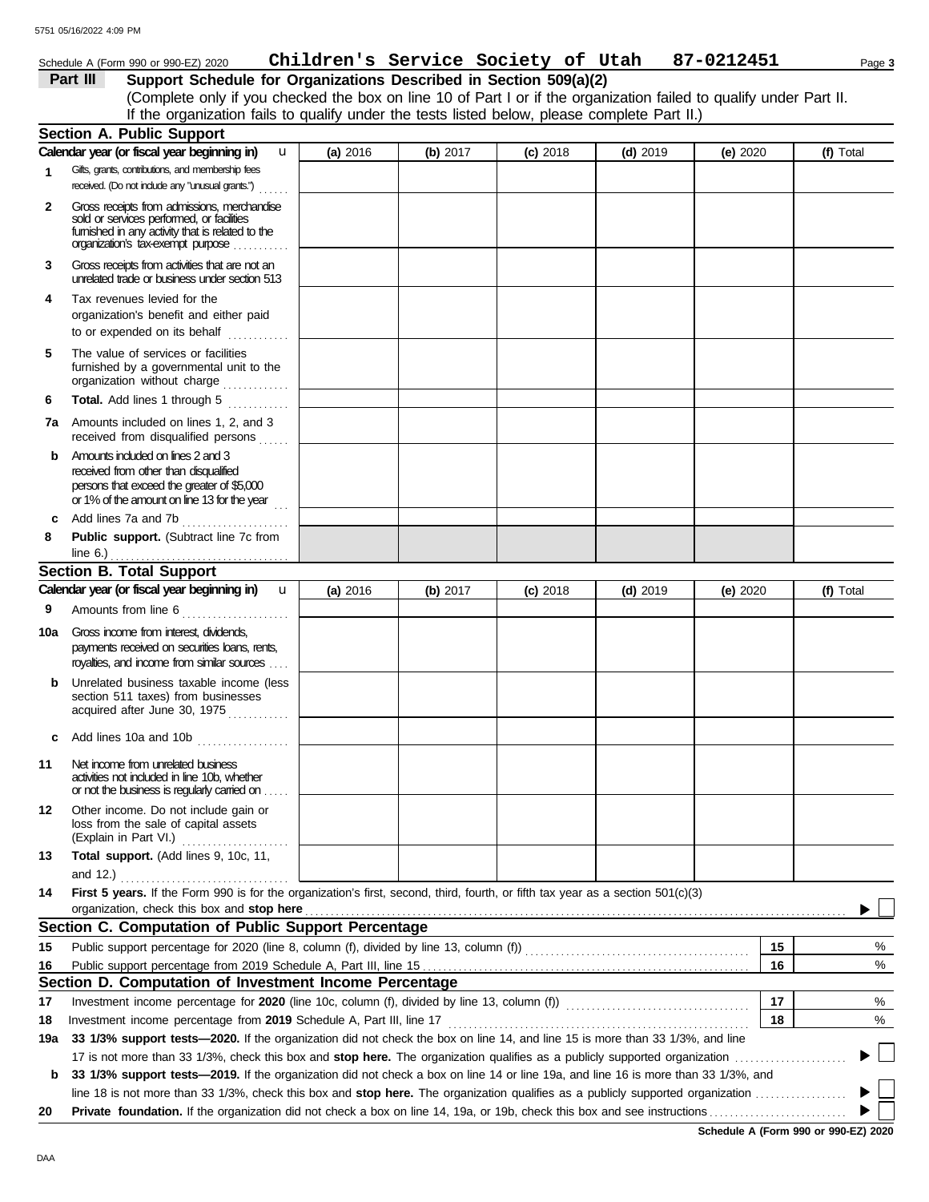Schedule A (Form 990 or 990-EZ) 2020 **Children's Service Society of Utah 87-0212451**

## Part III Support Schedule for Organizations Described in Section 509(a)(2)

(Complete only if you checked the box on line 10 of Part I or if the organization failed to qualify under Part II. If the organization fails to qualify under the tests listed below, please complete Part II.)

### Section A. Public Support

| Calendar year (or fiscal year beginning in) | (a) 2016 | (b) 2017 | (c) 2018 | (d) 2019 | (e) 2020 | (f) Total |
|---|---|---|---|---|---|---|
| 1 Gifts, grants, contributions, and membership fees received. (Do not include any "unusual grants.") | | | | | | |
| 2 Gross receipts from admissions, merchandise sold or services performed, or facilities furnished in any activity that is related to the organization's tax-exempt purpose | | | | | | |
| 3 Gross receipts from activities that are not an unrelated trade or business under section 513 | | | | | | |
| 4 Tax revenues levied for the organization's benefit and either paid to or expended on its behalf | | | | | | |
| 5 The value of services or facilities furnished by a governmental unit to the organization without charge | | | | | | |
| 6 **Total.** Add lines 1 through 5 | | | | | | |
| 7a Amounts included on lines 1, 2, and 3 received from disqualified persons | | | | | | |
| b Amounts included on lines 2 and 3 received from other than disqualified persons that exceed the greater of $5,000 or 1% of the amount on line 13 for the year | | | | | | |
| c Add lines 7a and 7b | | | | | | |
| 8 **Public support.** (Subtract line 7c from line 6.) | | | | | | |

### Section B. Total Support

| Calendar year (or fiscal year beginning in) | (a) 2016 | (b) 2017 | (c) 2018 | (d) 2019 | (e) 2020 | (f) Total |
|---|---|---|---|---|---|---|
| 9 Amounts from line 6 | | | | | | |
| 10a Gross income from interest, dividends, payments received on securities loans, rents, royalties, and income from similar sources | | | | | | |
| b Unrelated business taxable income (less section 511 taxes) from businesses acquired after June 30, 1975 | | | | | | |
| c Add lines 10a and 10b | | | | | | |
| 11 Net income from unrelated business activities not included in line 10b, whether or not the business is regularly carried on | | | | | | |
| 12 Other income. Do not include gain or loss from the sale of capital assets (Explain in Part VI.) | | | | | | |
| 13 **Total support.** (Add lines 9, 10c, 11, and 12.) | | | | | | |

14 **First 5 years.** If the Form 990 is for the organization's first, second, third, fourth, or fifth tax year as a section 501(c)(3) organization, check this box and **stop here** ☐

### Section C. Computation of Public Support Percentage

| | | | |
|---|---|---|---|
| 15 | Public support percentage for 2020 (line 8, column (f), divided by line 13, column (f)) | 15 | % |
| 16 | Public support percentage from 2019 Schedule A, Part III, line 15 | 16 | % |

### Section D. Computation of Investment Income Percentage

| | | | |
|---|---|---|---|
| 17 | Investment income percentage for **2020** (line 10c, column (f), divided by line 13, column (f)) | 17 | % |
| 18 | Investment income percentage from **2019** Schedule A, Part III, line 17 | 18 | % |

19a **33 1/3% support tests—2020.** If the organization did not check the box on line 14, and line 15 is more than 33 1/3%, and line 17 is not more than 33 1/3%, check this box and **stop here.** The organization qualifies as a publicly supported organization ☐

b **33 1/3% support tests—2019.** If the organization did not check a box on line 14 or line 19a, and line 16 is more than 33 1/3%, and line 18 is not more than 33 1/3%, check this box and **stop here.** The organization qualifies as a publicly supported organization ☐

20 **Private foundation.** If the organization did not check a box on line 14, 19a, or 19b, check this box and see instructions ☐

**Schedule A (Form 990 or 990-EZ) 2020**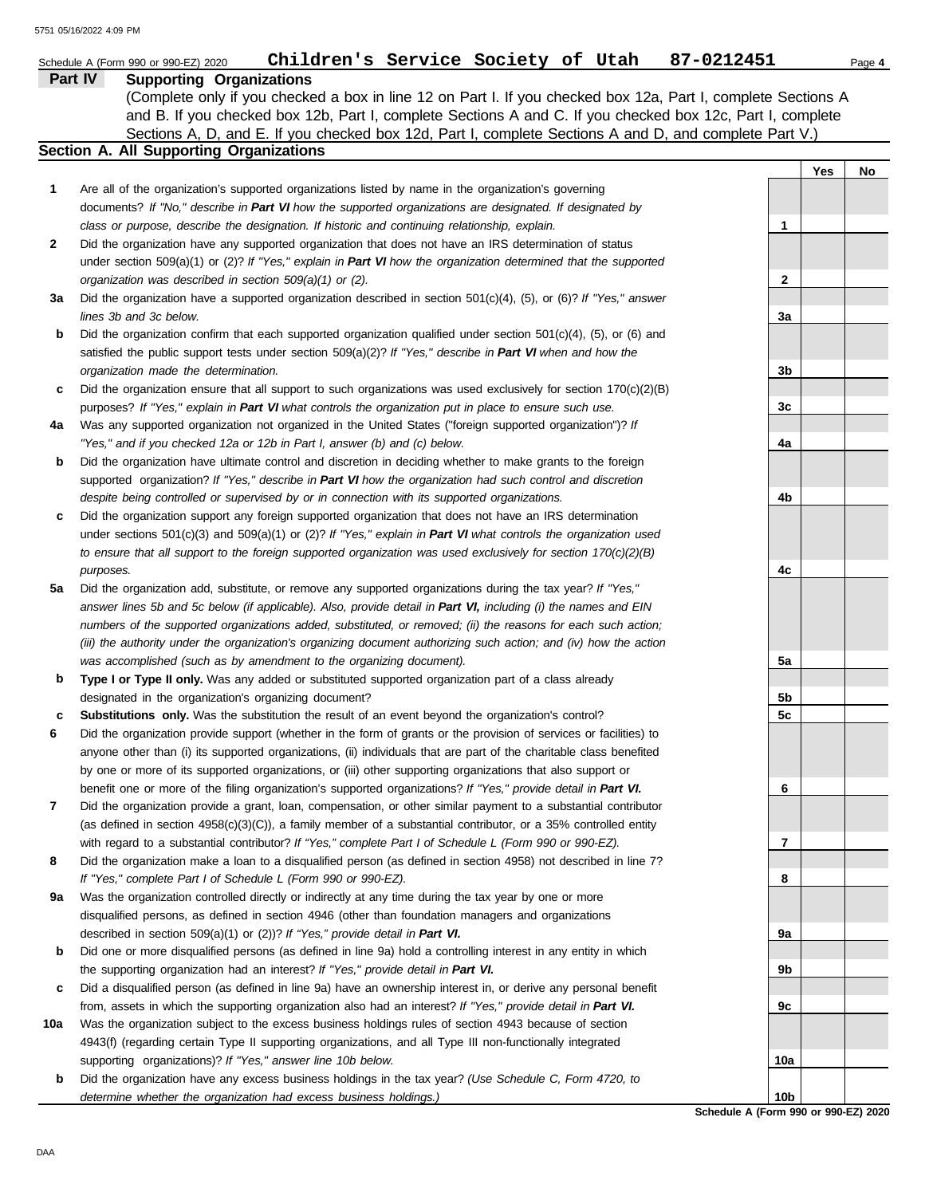Schedule A (Form 990 or 990-EZ) 2020 **Children's Service Society of Utah 87-0212451** Page **4**

## Part IV Supporting Organizations

(Complete only if you checked a box in line 12 on Part I. If you checked box 12a, Part I, complete Sections A and B. If you checked box 12b, Part I, complete Sections A and C. If you checked box 12c, Part I, complete Sections A, D, and E. If you checked box 12d, Part I, complete Sections A and D, and complete Part V.)

### Section A. All Supporting Organizations

| | | | Yes | No |
|---|---|---|---|---|
| **1** | Are all of the organization's supported organizations listed by name in the organization's governing documents? *If "No," describe in **Part VI** how the supported organizations are designated. If designated by class or purpose, describe the designation. If historic and continuing relationship, explain.* | 1 | | |
| **2** | Did the organization have any supported organization that does not have an IRS determination of status under section 509(a)(1) or (2)? *If "Yes," explain in **Part VI** how the organization determined that the supported organization was described in section 509(a)(1) or (2).* | 2 | | |
| **3a** | Did the organization have a supported organization described in section 501(c)(4), (5), or (6)? *If "Yes," answer lines 3b and 3c below.* | 3a | | |
| **b** | Did the organization confirm that each supported organization qualified under section 501(c)(4), (5), or (6) and satisfied the public support tests under section 509(a)(2)? *If "Yes," describe in **Part VI** when and how the organization made the determination.* | 3b | | |
| **c** | Did the organization ensure that all support to such organizations was used exclusively for section 170(c)(2)(B) purposes? *If "Yes," explain in **Part VI** what controls the organization put in place to ensure such use.* | 3c | | |
| **4a** | Was any supported organization not organized in the United States ("foreign supported organization")? *If "Yes," and if you checked 12a or 12b in Part I, answer (b) and (c) below.* | 4a | | |
| **b** | Did the organization have ultimate control and discretion in deciding whether to make grants to the foreign supported organization? *If "Yes," describe in **Part VI** how the organization had such control and discretion despite being controlled or supervised by or in connection with its supported organizations.* | 4b | | |
| **c** | Did the organization support any foreign supported organization that does not have an IRS determination under sections 501(c)(3) and 509(a)(1) or (2)? *If "Yes," explain in **Part VI** what controls the organization used to ensure that all support to the foreign supported organization was used exclusively for section 170(c)(2)(B) purposes.* | 4c | | |
| **5a** | Did the organization add, substitute, or remove any supported organizations during the tax year? *If "Yes," answer lines 5b and 5c below (if applicable). Also, provide detail in **Part VI**, including (i) the names and EIN numbers of the supported organizations added, substituted, or removed; (ii) the reasons for each such action; (iii) the authority under the organization's organizing document authorizing such action; and (iv) how the action was accomplished (such as by amendment to the organizing document).* | 5a | | |
| **b** | **Type I or Type II only.** Was any added or substituted supported organization part of a class already designated in the organization's organizing document? | 5b | | |
| **c** | **Substitutions only.** Was the substitution the result of an event beyond the organization's control? | 5c | | |
| **6** | Did the organization provide support (whether in the form of grants or the provision of services or facilities) to anyone other than (i) its supported organizations, (ii) individuals that are part of the charitable class benefited by one or more of its supported organizations, or (iii) other supporting organizations that also support or benefit one or more of the filing organization's supported organizations? *If "Yes," provide detail in **Part VI.*** | 6 | | |
| **7** | Did the organization provide a grant, loan, compensation, or other similar payment to a substantial contributor (as defined in section 4958(c)(3)(C)), a family member of a substantial contributor, or a 35% controlled entity with regard to a substantial contributor? *If "Yes," complete Part I of Schedule L (Form 990 or 990-EZ).* | 7 | | |
| **8** | Did the organization make a loan to a disqualified person (as defined in section 4958) not described in line 7? *If "Yes," complete Part I of Schedule L (Form 990 or 990-EZ).* | 8 | | |
| **9a** | Was the organization controlled directly or indirectly at any time during the tax year by one or more disqualified persons, as defined in section 4946 (other than foundation managers and organizations described in section 509(a)(1) or (2))? *If "Yes," provide detail in **Part VI.*** | 9a | | |
| **b** | Did one or more disqualified persons (as defined in line 9a) hold a controlling interest in any entity in which the supporting organization had an interest? *If "Yes," provide detail in **Part VI.*** | 9b | | |
| **c** | Did a disqualified person (as defined in line 9a) have an ownership interest in, or derive any personal benefit from, assets in which the supporting organization also had an interest? *If "Yes," provide detail in **Part VI.*** | 9c | | |
| **10a** | Was the organization subject to the excess business holdings rules of section 4943 because of section 4943(f) (regarding certain Type II supporting organizations, and all Type III non-functionally integrated supporting organizations)? *If "Yes," answer line 10b below.* | 10a | | |
| **b** | Did the organization have any excess business holdings in the tax year? *(Use Schedule C, Form 4720, to determine whether the organization had excess business holdings.)* | 10b | | |

**Schedule A (Form 990 or 990-EZ) 2020**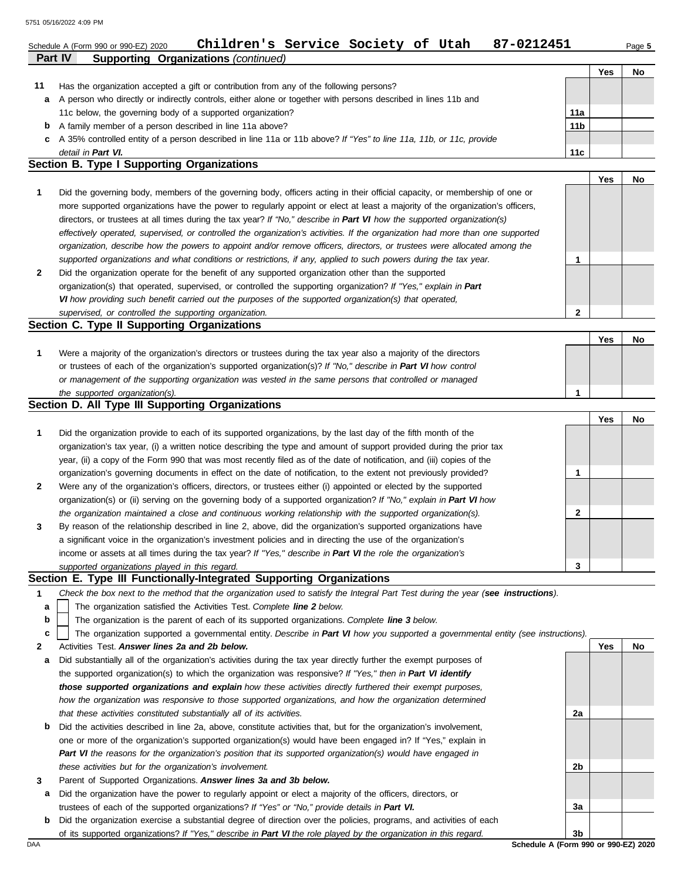Schedule A (Form 990 or 990-EZ) 2020 **Children's Service Society of Utah 87-0212451**

## Part IV Supporting Organizations *(continued)*

| | | | Yes | No |
|---|---|---|---|---|
| **11** | Has the organization accepted a gift or contribution from any of the following persons? | | | |
| **a** | A person who directly or indirectly controls, either alone or together with persons described in lines 11b and 11c below, the governing body of a supported organization? | 11a | | |
| **b** | A family member of a person described in line 11a above? | 11b | | |
| **c** | A 35% controlled entity of a person described in line 11a or 11b above? *If "Yes" to line 11a, 11b, or 11c, provide detail in **Part VI.*** | 11c | | |

### Section B. Type I Supporting Organizations

| | | | Yes | No |
|---|---|---|---|---|
| **1** | Did the governing body, members of the governing body, officers acting in their official capacity, or membership of one or more supported organizations have the power to regularly appoint or elect at least a majority of the organization's officers, directors, or trustees at all times during the tax year? *If "No," describe in **Part VI** how the supported organization(s) effectively operated, supervised, or controlled the organization's activities. If the organization had more than one supported organization, describe how the powers to appoint and/or remove officers, directors, or trustees were allocated among the supported organizations and what conditions or restrictions, if any, applied to such powers during the tax year.* | 1 | | |
| **2** | Did the organization operate for the benefit of any supported organization other than the supported organization(s) that operated, supervised, or controlled the supporting organization? *If "Yes," explain in **Part VI** how providing such benefit carried out the purposes of the supported organization(s) that operated, supervised, or controlled the supporting organization.* | 2 | | |

### Section C. Type II Supporting Organizations

| | | | Yes | No |
|---|---|---|---|---|
| **1** | Were a majority of the organization's directors or trustees during the tax year also a majority of the directors or trustees of each of the organization's supported organization(s)? *If "No," describe in **Part VI** how control or management of the supporting organization was vested in the same persons that controlled or managed the supported organization(s).* | 1 | | |

### Section D. All Type III Supporting Organizations

| | | | Yes | No |
|---|---|---|---|---|
| **1** | Did the organization provide to each of its supported organizations, by the last day of the fifth month of the organization's tax year, (i) a written notice describing the type and amount of support provided during the prior tax year, (ii) a copy of the Form 990 that was most recently filed as of the date of notification, and (iii) copies of the organization's governing documents in effect on the date of notification, to the extent not previously provided? | 1 | | |
| **2** | Were any of the organization's officers, directors, or trustees either (i) appointed or elected by the supported organization(s) or (ii) serving on the governing body of a supported organization? *If "No," explain in **Part VI** how the organization maintained a close and continuous working relationship with the supported organization(s).* | 2 | | |
| **3** | By reason of the relationship described in line 2, above, did the organization's supported organizations have a significant voice in the organization's investment policies and in directing the use of the organization's income or assets at all times during the tax year? *If "Yes," describe in **Part VI** the role the organization's supported organizations played in this regard.* | 3 | | |

### Section E. Type III Functionally-Integrated Supporting Organizations

**1** *Check the box next to the method that the organization used to satisfy the Integral Part Test during the year (**see instructions**).*

- **a** ☐ The organization satisfied the Activities Test. *Complete **line 2** below.*
- **b** ☐ The organization is the parent of each of its supported organizations. *Complete **line 3** below.*
- **c** ☐ The organization supported a governmental entity. *Describe in **Part VI** how you supported a governmental entity (see instructions).*

| | | | Yes | No |
|---|---|---|---|---|
| **2** | Activities Test. ***Answer lines 2a and 2b below.*** | | | |
| **a** | Did substantially all of the organization's activities during the tax year directly further the exempt purposes of the supported organization(s) to which the organization was responsive? *If "Yes," then in **Part VI identify those supported organizations and explain** how these activities directly furthered their exempt purposes, how the organization was responsive to those supported organizations, and how the organization determined that these activities constituted substantially all of its activities.* | 2a | | |
| **b** | Did the activities described in line 2a, above, constitute activities that, but for the organization's involvement, one or more of the organization's supported organization(s) would have been engaged in? If "Yes," explain in ***Part VI** the reasons for the organization's position that its supported organization(s) would have engaged in these activities but for the organization's involvement.* | 2b | | |
| **3** | Parent of Supported Organizations. ***Answer lines 3a and 3b below.*** | | | |
| **a** | Did the organization have the power to regularly appoint or elect a majority of the officers, directors, or trustees of each of the supported organizations? *If "Yes" or "No," provide details in **Part VI.*** | 3a | | |
| **b** | Did the organization exercise a substantial degree of direction over the policies, programs, and activities of each of its supported organizations? *If "Yes," describe in **Part VI** the role played by the organization in this regard.* | 3b | | |

**Schedule A (Form 990 or 990-EZ) 2020**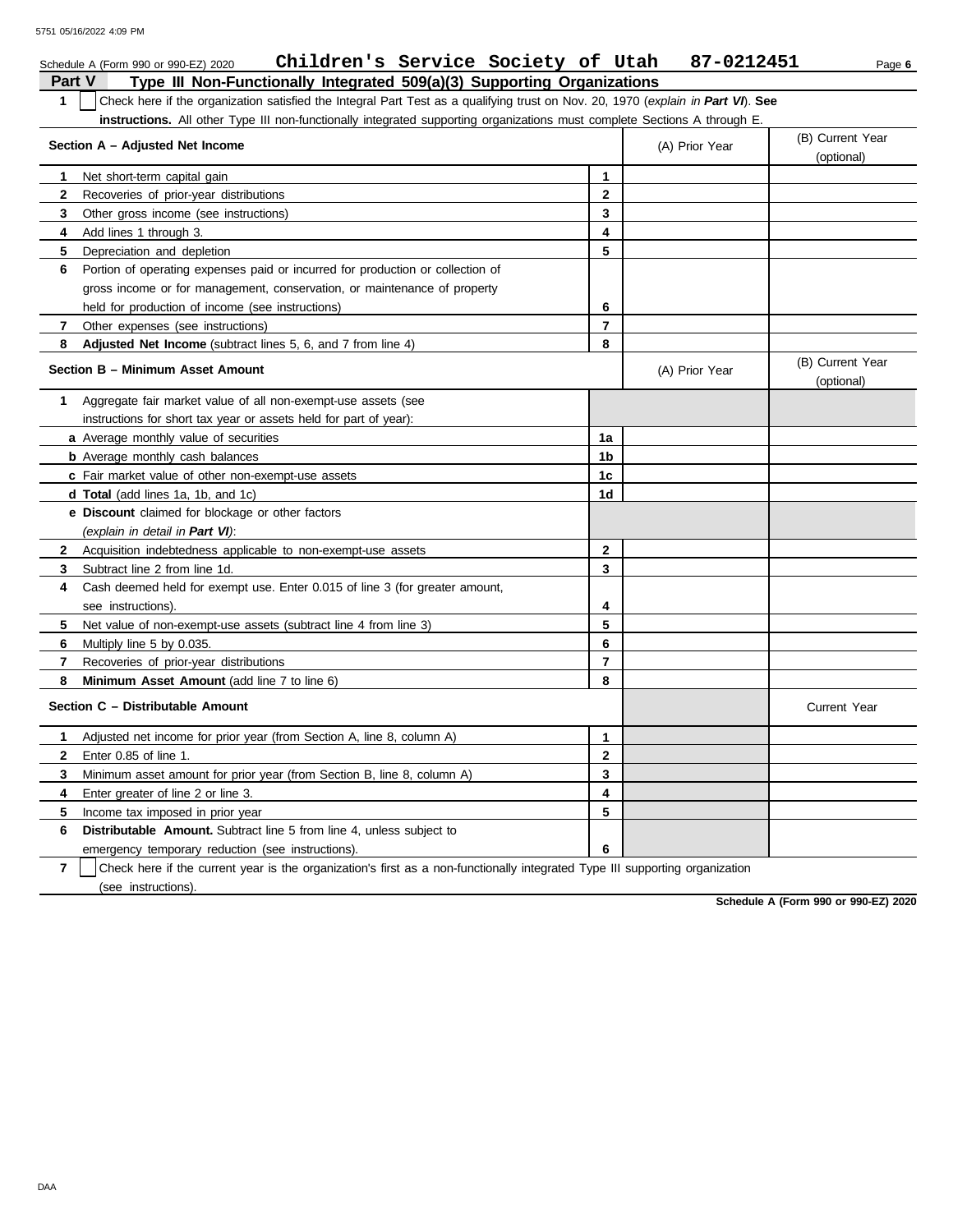Schedule A (Form 990 or 990-EZ) 2020 **Children's Service Society of Utah 87-0212451**

## Part V Type III Non-Functionally Integrated 509(a)(3) Supporting Organizations

**1** ☐ Check here if the organization satisfied the Integral Part Test as a qualifying trust on Nov. 20, 1970 (*explain in **Part VI***). **See instructions.** All other Type III non-functionally integrated supporting organizations must complete Sections A through E.

| **Section A – Adjusted Net Income** | | (A) Prior Year | (B) Current Year (optional) |
|---|---|---|---|
| **1** Net short-term capital gain | **1** | | |
| **2** Recoveries of prior-year distributions | **2** | | |
| **3** Other gross income (see instructions) | **3** | | |
| **4** Add lines 1 through 3. | **4** | | |
| **5** Depreciation and depletion | **5** | | |
| **6** Portion of operating expenses paid or incurred for production or collection of gross income or for management, conservation, or maintenance of property held for production of income (see instructions) | **6** | | |
| **7** Other expenses (see instructions) | **7** | | |
| **8** **Adjusted Net Income** (subtract lines 5, 6, and 7 from line 4) | **8** | | |

| **Section B – Minimum Asset Amount** | | (A) Prior Year | (B) Current Year (optional) |
|---|---|---|---|
| **1** Aggregate fair market value of all non-exempt-use assets (see instructions for short tax year or assets held for part of year): | | | |
| **a** Average monthly value of securities | **1a** | | |
| **b** Average monthly cash balances | **1b** | | |
| **c** Fair market value of other non-exempt-use assets | **1c** | | |
| **d** **Total** (add lines 1a, 1b, and 1c) | **1d** | | |
| **e** **Discount** claimed for blockage or other factors (*explain in detail in **Part VI***): | | | |
| **2** Acquisition indebtedness applicable to non-exempt-use assets | **2** | | |
| **3** Subtract line 2 from line 1d. | **3** | | |
| **4** Cash deemed held for exempt use. Enter 0.015 of line 3 (for greater amount, see instructions). | **4** | | |
| **5** Net value of non-exempt-use assets (subtract line 4 from line 3) | **5** | | |
| **6** Multiply line 5 by 0.035. | **6** | | |
| **7** Recoveries of prior-year distributions | **7** | | |
| **8** **Minimum Asset Amount** (add line 7 to line 6) | **8** | | |

| **Section C – Distributable Amount** | | | Current Year |
|---|---|---|---|
| **1** Adjusted net income for prior year (from Section A, line 8, column A) | **1** | | |
| **2** Enter 0.85 of line 1. | **2** | | |
| **3** Minimum asset amount for prior year (from Section B, line 8, column A) | **3** | | |
| **4** Enter greater of line 2 or line 3. | **4** | | |
| **5** Income tax imposed in prior year | **5** | | |
| **6** **Distributable Amount.** Subtract line 5 from line 4, unless subject to emergency temporary reduction (see instructions). | **6** | | |

**7** ☐ Check here if the current year is the organization's first as a non-functionally integrated Type III supporting organization (see instructions).

**Schedule A (Form 990 or 990-EZ) 2020**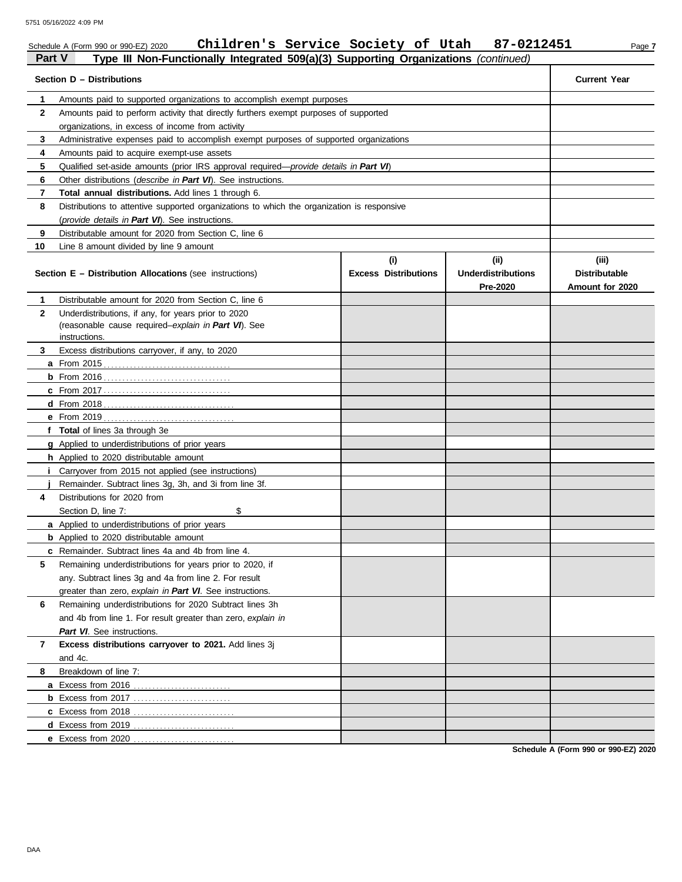Schedule A (Form 990 or 990-EZ) 2020 **Children's Service Society of Utah 87-0212451**

## Part V Type III Non-Functionally Integrated 509(a)(3) Supporting Organizations *(continued)*

| Section D – Distributions | | Current Year |
|---|---|---|
| 1 | Amounts paid to supported organizations to accomplish exempt purposes | |
| 2 | Amounts paid to perform activity that directly furthers exempt purposes of supported organizations, in excess of income from activity | |
| 3 | Administrative expenses paid to accomplish exempt purposes of supported organizations | |
| 4 | Amounts paid to acquire exempt-use assets | |
| 5 | Qualified set-aside amounts (prior IRS approval required—*provide details in **Part VI***) | |
| 6 | Other distributions (*describe in **Part VI***). See instructions. | |
| 7 | **Total annual distributions.** Add lines 1 through 6. | |
| 8 | Distributions to attentive supported organizations to which the organization is responsive (*provide details in **Part VI***). See instructions. | |
| 9 | Distributable amount for 2020 from Section C, line 6 | |
| 10 | Line 8 amount divided by line 9 amount | |

| Section E – Distribution Allocations (see instructions) | (i) Excess Distributions | (ii) Underdistributions Pre-2020 | (iii) Distributable Amount for 2020 |
|---|---|---|---|
| **1** Distributable amount for 2020 from Section C, line 6 | | | |
| **2** Underdistributions, if any, for years prior to 2020 (reasonable cause required–*explain in **Part VI***). See instructions. | | | |
| **3** Excess distributions carryover, if any, to 2020 | | | |
| **a** From 2015 | | | |
| **b** From 2016 | | | |
| **c** From 2017 | | | |
| **d** From 2018 | | | |
| **e** From 2019 | | | |
| **f Total** of lines 3a through 3e | | | |
| **g** Applied to underdistributions of prior years | | | |
| **h** Applied to 2020 distributable amount | | | |
| **i** Carryover from 2015 not applied (see instructions) | | | |
| **j** Remainder. Subtract lines 3g, 3h, and 3i from line 3f. | | | |
| **4** Distributions for 2020 from Section D, line 7: $ | | | |
| **a** Applied to underdistributions of prior years | | | |
| **b** Applied to 2020 distributable amount | | | |
| **c** Remainder. Subtract lines 4a and 4b from line 4. | | | |
| **5** Remaining underdistributions for years prior to 2020, if any. Subtract lines 3g and 4a from line 2. For result greater than zero, *explain in **Part VI***. See instructions. | | | |
| **6** Remaining underdistributions for 2020 Subtract lines 3h and 4b from line 1. For result greater than zero, *explain in **Part VI***. See instructions. | | | |
| **7 Excess distributions carryover to 2021.** Add lines 3j and 4c. | | | |
| **8** Breakdown of line 7: | | | |
| **a** Excess from 2016 | | | |
| **b** Excess from 2017 | | | |
| **c** Excess from 2018 | | | |
| **d** Excess from 2019 | | | |
| **e** Excess from 2020 | | | |

**Schedule A (Form 990 or 990-EZ) 2020**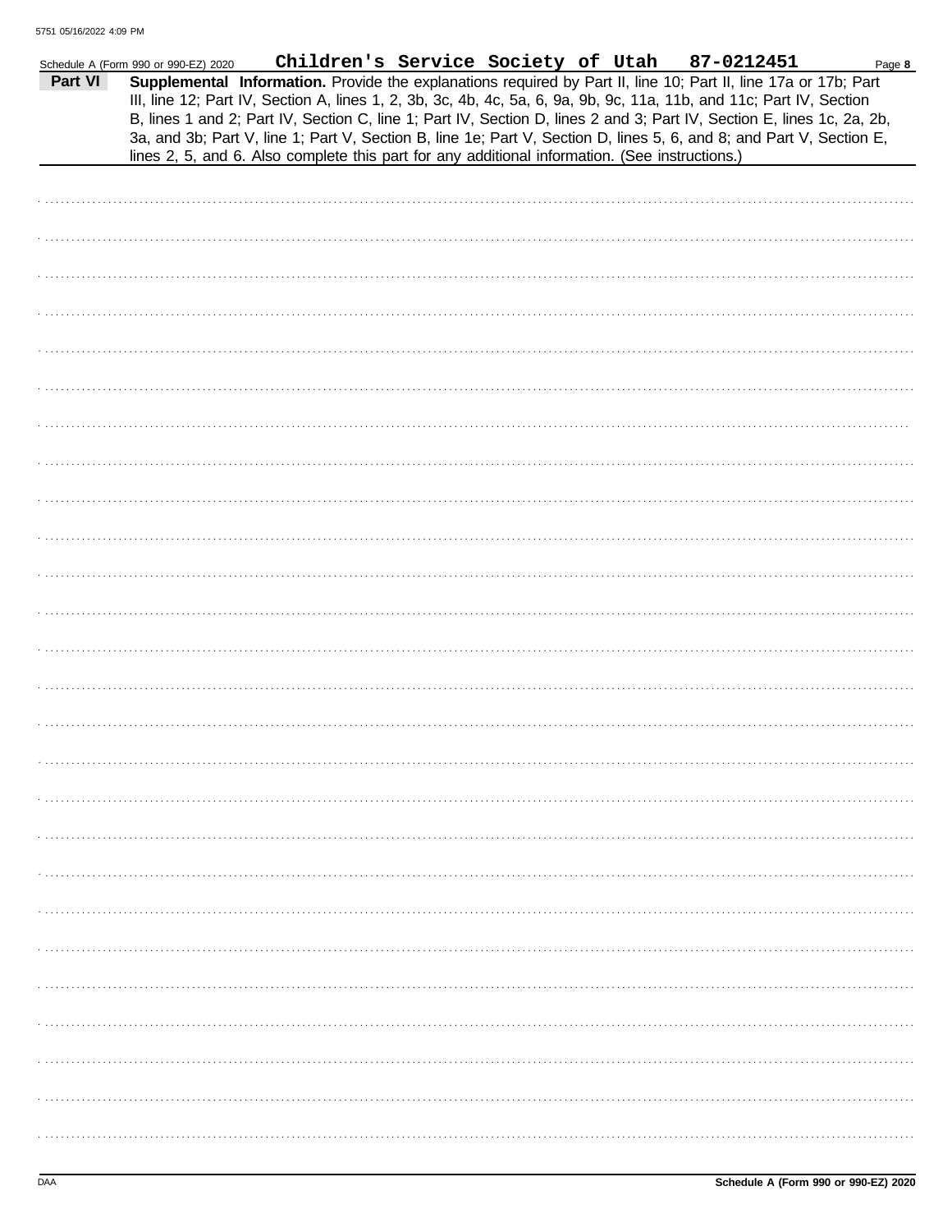Schedule A (Form 990 or 990-EZ) 2020 **Children's Service Society of Utah 87-0212451** Page **8**

**Part VI** **Supplemental Information.** Provide the explanations required by Part II, line 10; Part II, line 17a or 17b; Part III, line 12; Part IV, Section A, lines 1, 2, 3b, 3c, 4b, 4c, 5a, 6, 9a, 9b, 9c, 11a, 11b, and 11c; Part IV, Section B, lines 1 and 2; Part IV, Section C, line 1; Part IV, Section D, lines 2 and 3; Part IV, Section E, lines 1c, 2a, 2b, 3a, and 3b; Part V, line 1; Part V, Section B, line 1e; Part V, Section D, lines 5, 6, and 8; and Part V, Section E, lines 2, 5, and 6. Also complete this part for any additional information. (See instructions.)

DAA **Schedule A (Form 990 or 990-EZ) 2020**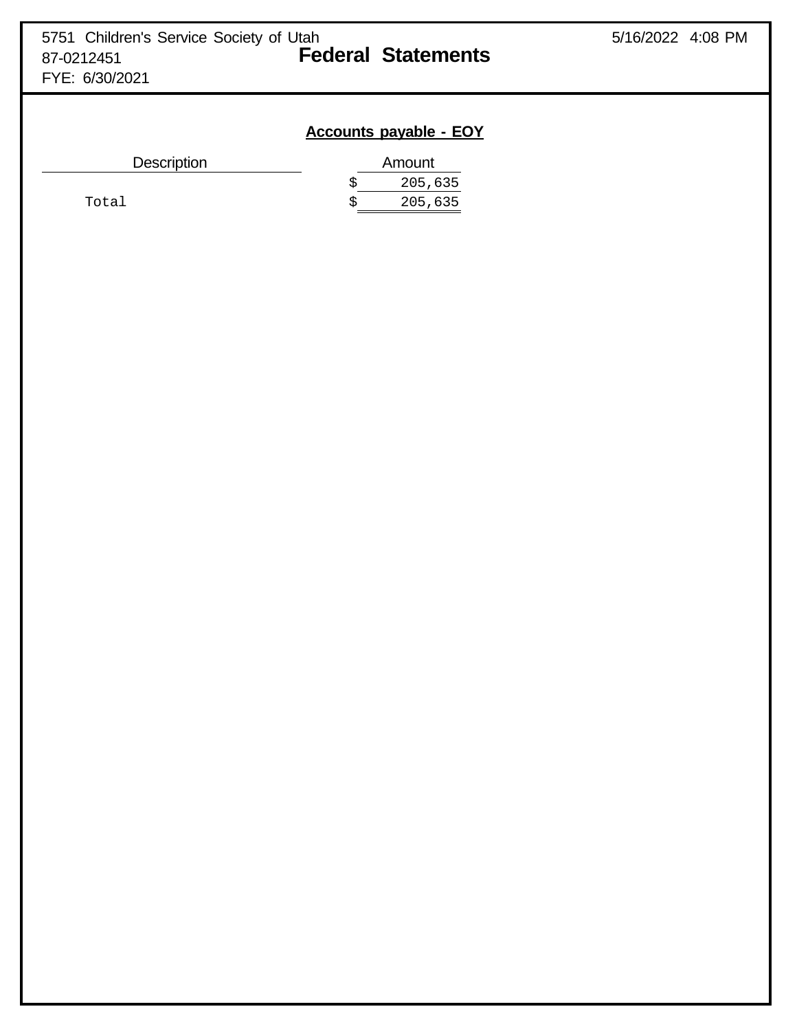5751 Children's Service Society of Utah
87-0212451
FYE: 6/30/2021

# Federal Statements

## Accounts payable - EOY

| Description | Amount |
|---|---|
| | $ 205,635 |
| Total | $ 205,635 |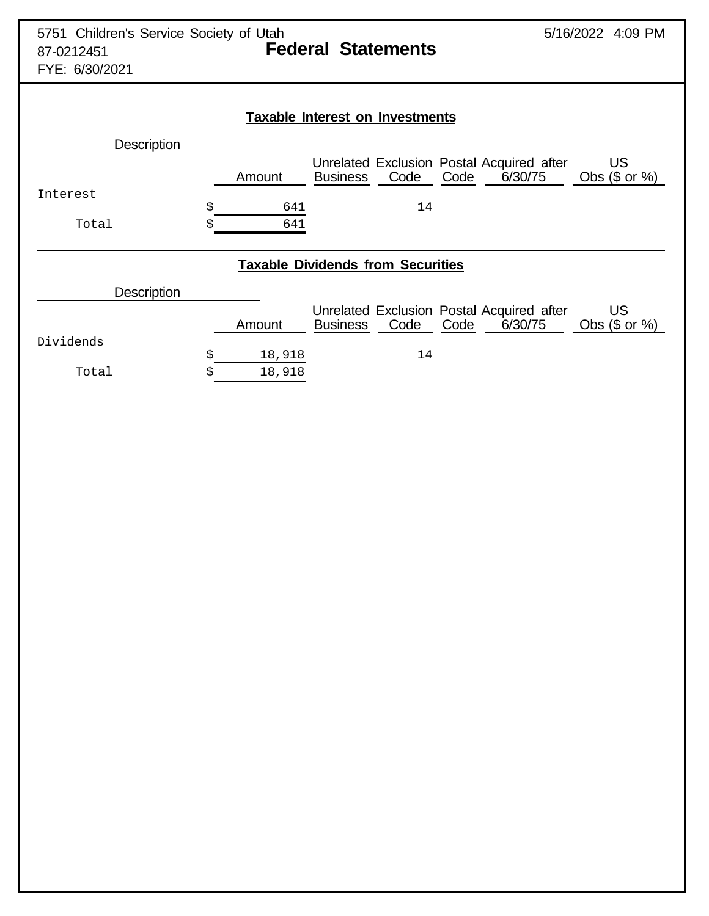5751 Children's Service Society of Utah
87-0212451
FYE: 6/30/2021

# Federal Statements

5/16/2022 4:09 PM

## Taxable Interest on Investments

| Description | Amount | Unrelated Business | Exclusion Code | Postal Code | Acquired after 6/30/75 | US Obs ($ or %) |
|---|---|---|---|---|---|---|
| Interest | $ 641 | | 14 | | | |
| Total | $ 641 | | | | | |

## Taxable Dividends from Securities

| Description | Amount | Unrelated Business | Exclusion Code | Postal Code | Acquired after 6/30/75 | US Obs ($ or %) |
|---|---|---|---|---|---|---|
| Dividends | $ 18,918 | | 14 | | | |
| Total | $ 18,918 | | | | | |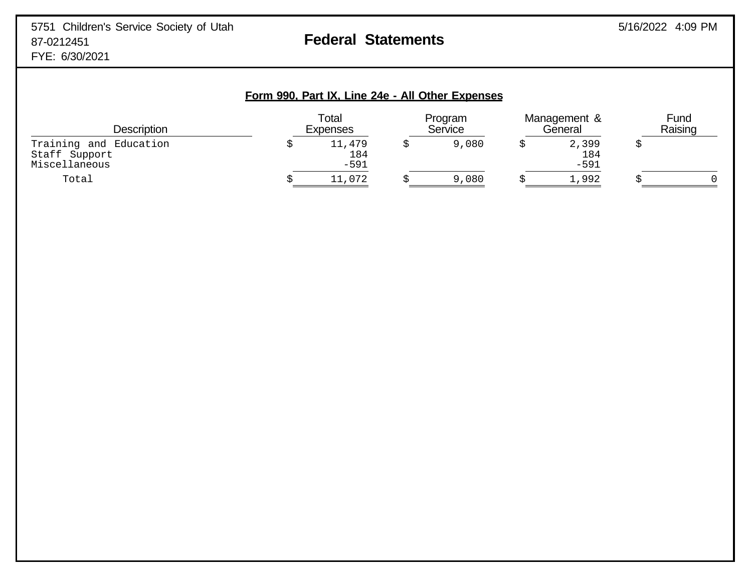5751 Children's Service Society of Utah
87-0212451
FYE: 6/30/2021

# Federal Statements

## Form 990, Part IX, Line 24e - All Other Expenses

| Description | Total Expenses | Program Service | Management & General | Fund Raising |
|---|---|---|---|---|
| Training and Education | $ 11,479 | $ 9,080 | $ 2,399 | $ |
| Staff Support | 184 | | 184 | |
| Miscellaneous | -591 | | -591 | |
| Total | $ 11,072 | $ 9,080 | $ 1,992 | $ 0 |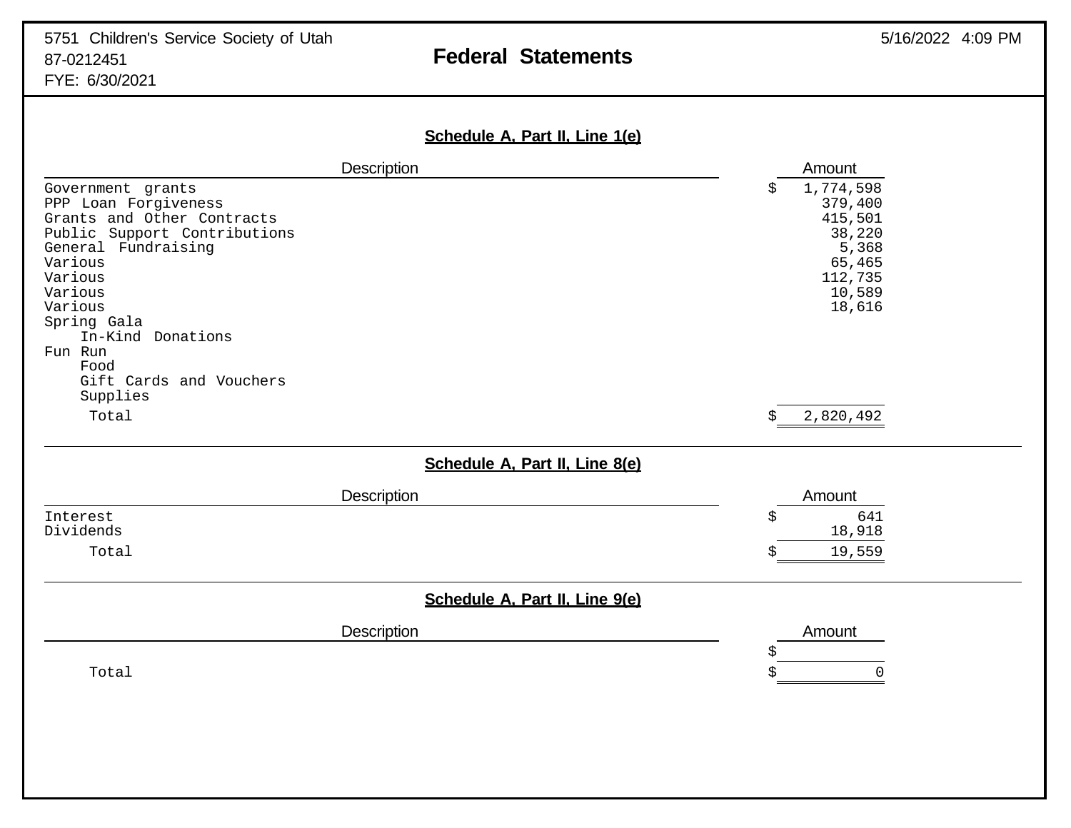5751 Children's Service Society of Utah
87-0212451
FYE: 6/30/2021

# Federal Statements

5/16/2022 4:09 PM

## Schedule A, Part II, Line 1(e)

| Description | Amount |
|---|---|
| Government grants | $ 1,774,598 |
| PPP Loan Forgiveness | 379,400 |
| Grants and Other Contracts | 415,501 |
| Public Support Contributions | 38,220 |
| General Fundraising | 5,368 |
| Various | 65,465 |
| Various | 112,735 |
| Various | 10,589 |
| Various | 18,616 |
| Spring Gala | |
| In-Kind Donations | |
| Fun Run | |
| Food | |
| Gift Cards and Vouchers | |
| Supplies | |
| Total | $ 2,820,492 |

## Schedule A, Part II, Line 8(e)

| Description | Amount |
|---|---|
| Interest | $ 641 |
| Dividends | 18,918 |
| Total | $ 19,559 |

## Schedule A, Part II, Line 9(e)

| Description | Amount |
|---|---|
| | $ |
| Total | $ 0 |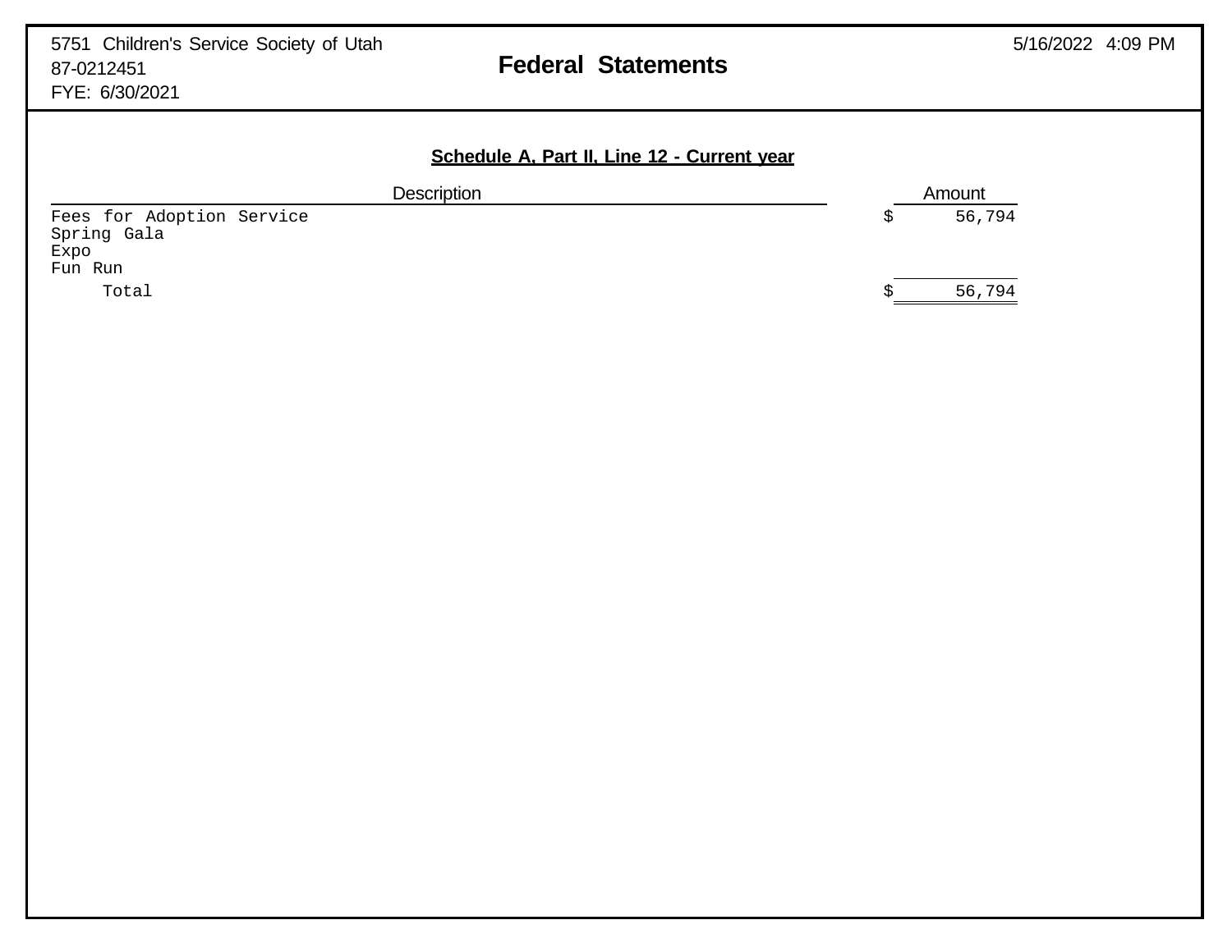5751 Children's Service Society of Utah
87-0212451
FYE: 6/30/2021

# Federal Statements

5/16/2022 4:09 PM

## Schedule A, Part II, Line 12 - Current year

| Description | Amount |
|---|---|
| Fees for Adoption Service | $ 56,794 |
| Spring Gala | |
| Expo | |
| Fun Run | |
| Total | $ 56,794 |